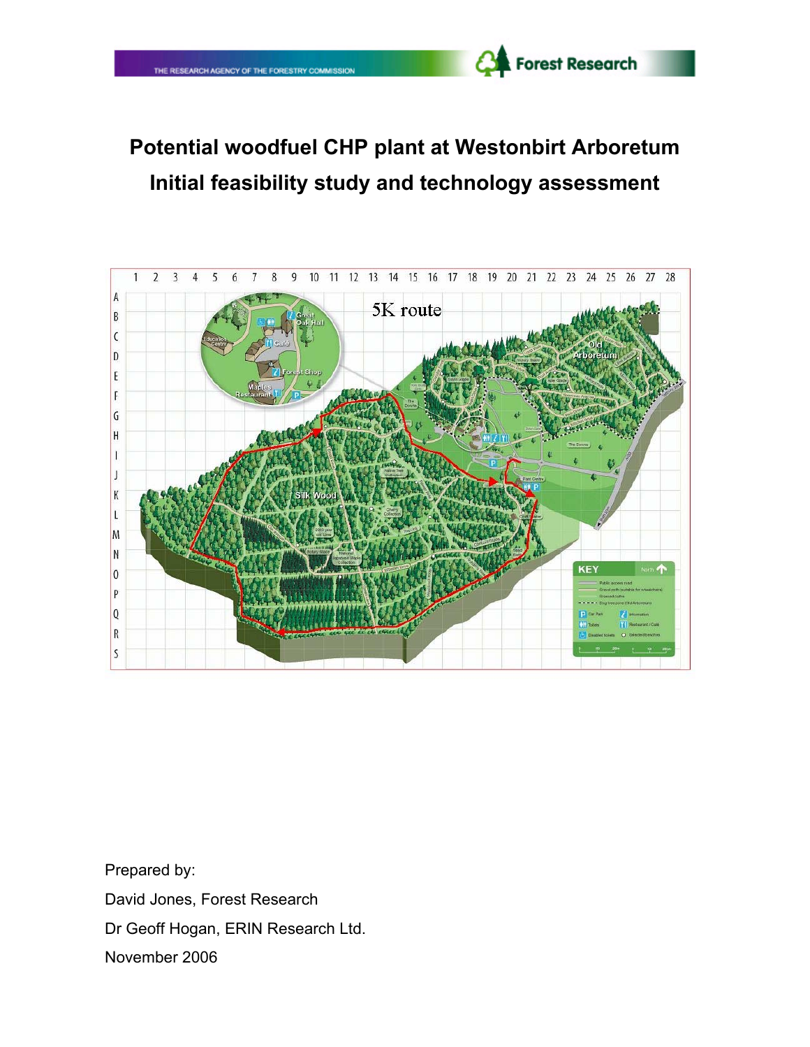# Potential woodfuel CHP plant at Westonbirt Arboretum

# Initial feasibility study and technology assessment

Prepared by:

David Jones, Forest Research

Dr Geoff Hogan, ERIN Research Ltd.

November 2006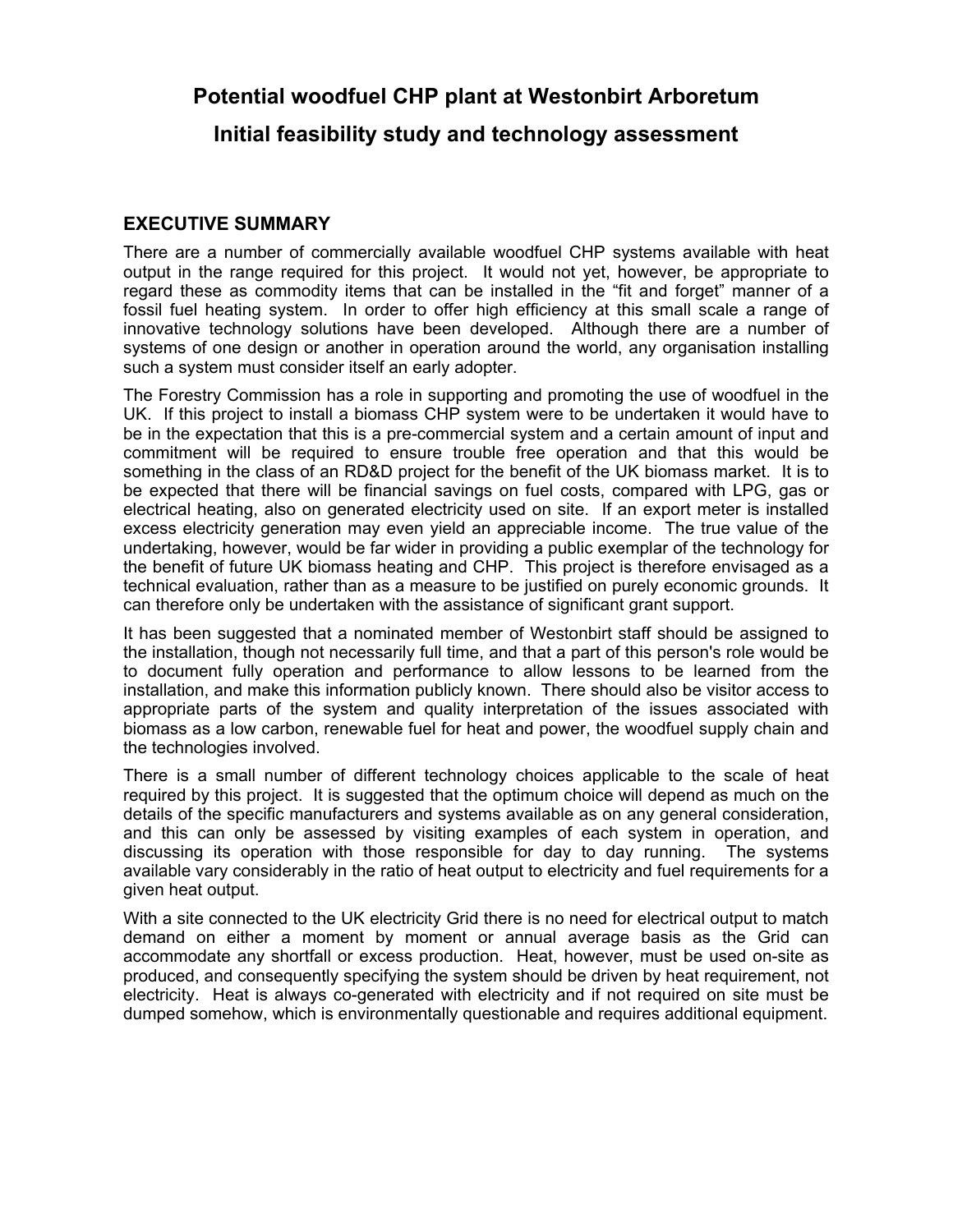# Potential woodfuel CHP plant at Westonbirt Arboretum

# Initial feasibility study and technology assessment

## EXECUTIVE SUMMARY

There are a number of commercially available woodfuel CHP systems available with heat output in the range required for this project. It would not yet, however, be appropriate to regard these as commodity items that can be installed in the "fit and forget" manner of a fossil fuel heating system. In order to offer high efficiency at this small scale a range of innovative technology solutions have been developed. Although there are a number of systems of one design or another in operation around the world, any organisation installing such a system must consider itself an early adopter.

The Forestry Commission has a role in supporting and promoting the use of woodfuel in the UK. If this project to install a biomass CHP system were to be undertaken it would have to be in the expectation that this is a pre-commercial system and a certain amount of input and commitment will be required to ensure trouble free operation and that this would be something in the class of an RD&D project for the benefit of the UK biomass market. It is to be expected that there will be financial savings on fuel costs, compared with LPG, gas or electrical heating, also on generated electricity used on site. If an export meter is installed excess electricity generation may even yield an appreciable income. The true value of the undertaking, however, would be far wider in providing a public exemplar of the technology for the benefit of future UK biomass heating and CHP. This project is therefore envisaged as a technical evaluation, rather than as a measure to be justified on purely economic grounds. It can therefore only be undertaken with the assistance of significant grant support.

It has been suggested that a nominated member of Westonbirt staff should be assigned to the installation, though not necessarily full time, and that a part of this person's role would be to document fully operation and performance to allow lessons to be learned from the installation, and make this information publicly known. There should also be visitor access to appropriate parts of the system and quality interpretation of the issues associated with biomass as a low carbon, renewable fuel for heat and power, the woodfuel supply chain and the technologies involved.

There is a small number of different technology choices applicable to the scale of heat required by this project. It is suggested that the optimum choice will depend as much on the details of the specific manufacturers and systems available as on any general consideration, and this can only be assessed by visiting examples of each system in operation, and discussing its operation with those responsible for day to day running. The systems available vary considerably in the ratio of heat output to electricity and fuel requirements for a given heat output.

With a site connected to the UK electricity Grid there is no need for electrical output to match demand on either a moment by moment or annual average basis as the Grid can accommodate any shortfall or excess production. Heat, however, must be used on-site as produced, and consequently specifying the system should be driven by heat requirement, not electricity. Heat is always co-generated with electricity and if not required on site must be dumped somehow, which is environmentally questionable and requires additional equipment.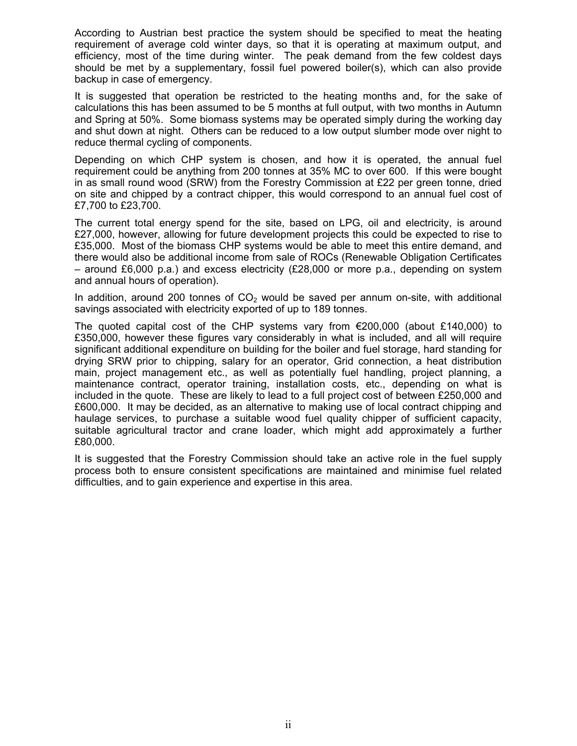According to Austrian best practice the system should be specified to meat the heating requirement of average cold winter days, so that it is operating at maximum output, and efficiency, most of the time during winter. The peak demand from the few coldest days should be met by a supplementary, fossil fuel powered boiler(s), which can also provide backup in case of emergency.

It is suggested that operation be restricted to the heating months and, for the sake of calculations this has been assumed to be 5 months at full output, with two months in Autumn and Spring at 50%. Some biomass systems may be operated simply during the working day and shut down at night. Others can be reduced to a low output slumber mode over night to reduce thermal cycling of components.

Depending on which CHP system is chosen, and how it is operated, the annual fuel requirement could be anything from 200 tonnes at 35% MC to over 600. If this were bought in as small round wood (SRW) from the Forestry Commission at £22 per green tonne, dried on site and chipped by a contract chipper, this would correspond to an annual fuel cost of £7,700 to £23,700.

The current total energy spend for the site, based on LPG, oil and electricity, is around £27,000, however, allowing for future development projects this could be expected to rise to £35,000. Most of the biomass CHP systems would be able to meet this entire demand, and there would also be additional income from sale of ROCs (Renewable Obligation Certificates – around £6,000 p.a.) and excess electricity (£28,000 or more p.a., depending on system and annual hours of operation).

In addition, around 200 tonnes of $CO_2$ would be saved per annum on-site, with additional savings associated with electricity exported of up to 189 tonnes.

The quoted capital cost of the CHP systems vary from €200,000 (about £140,000) to £350,000, however these figures vary considerably in what is included, and all will require significant additional expenditure on building for the boiler and fuel storage, hard standing for drying SRW prior to chipping, salary for an operator, Grid connection, a heat distribution main, project management etc., as well as potentially fuel handling, project planning, a maintenance contract, operator training, installation costs, etc., depending on what is included in the quote. These are likely to lead to a full project cost of between £250,000 and £600,000. It may be decided, as an alternative to making use of local contract chipping and haulage services, to purchase a suitable wood fuel quality chipper of sufficient capacity, suitable agricultural tractor and crane loader, which might add approximately a further £80,000.

It is suggested that the Forestry Commission should take an active role in the fuel supply process both to ensure consistent specifications are maintained and minimise fuel related difficulties, and to gain experience and expertise in this area.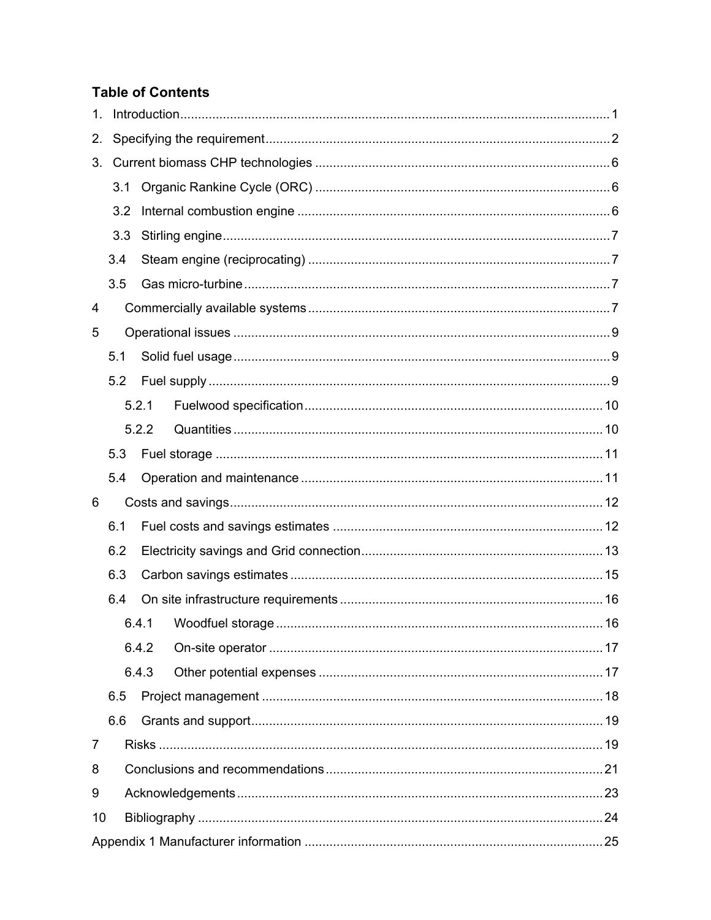# Table of Contents

1. Introduction ........................................................................................................ 1
2. Specifying the requirement ................................................................................ 2
3. Current biomass CHP technologies .................................................................. 6
   - 3.1 Organic Rankine Cycle (ORC) .................................................................. 6
   - 3.2 Internal combustion engine ....................................................................... 6
   - 3.3 Stirling engine ............................................................................................ 7
   - 3.4 Steam engine (reciprocating) .................................................................... 7
   - 3.5 Gas micro-turbine ...................................................................................... 7
4. Commercially available systems ...................................................................... 7
5. Operational issues ........................................................................................... 9
   - 5.1 Solid fuel usage ......................................................................................... 9
   - 5.2 Fuel supply ................................................................................................ 9
     - 5.2.1 Fuelwood specification ...................................................................... 10
     - 5.2.2 Quantities .......................................................................................... 10
   - 5.3 Fuel storage ............................................................................................ 11
   - 5.4 Operation and maintenance .................................................................... 11
6. Costs and savings ........................................................................................... 12
   - 6.1 Fuel costs and savings estimates ............................................................ 12
   - 6.2 Electricity savings and Grid connection ................................................... 13
   - 6.3 Carbon savings estimates ....................................................................... 15
   - 6.4 On site infrastructure requirements ......................................................... 16
     - 6.4.1 Woodfuel storage .............................................................................. 16
     - 6.4.2 On-site operator ................................................................................ 17
     - 6.4.3 Other potential expenses .................................................................. 17
   - 6.5 Project management ................................................................................ 18
   - 6.6 Grants and support .................................................................................. 19
7. Risks ............................................................................................................... 19
8. Conclusions and recommendations ............................................................... 21
9. Acknowledgements ......................................................................................... 23
10. Bibliography .................................................................................................. 24

Appendix 1 Manufacturer information ................................................................... 25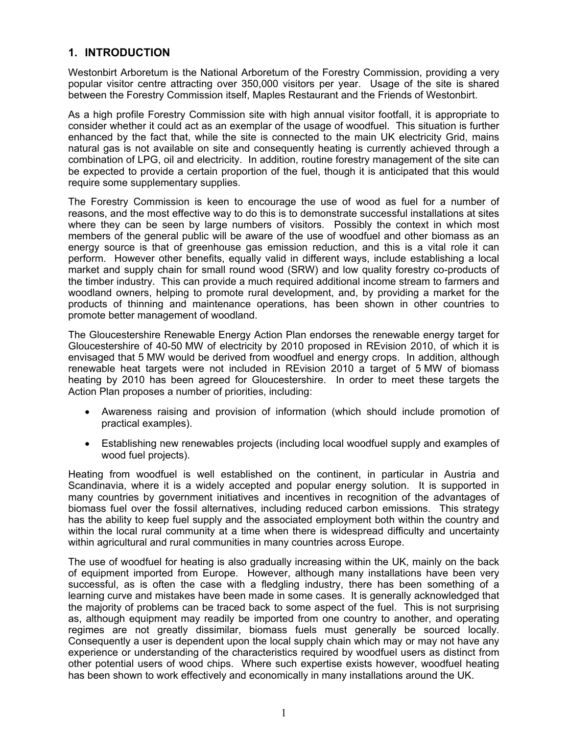## 1. INTRODUCTION

Westonbirt Arboretum is the National Arboretum of the Forestry Commission, providing a very popular visitor centre attracting over 350,000 visitors per year. Usage of the site is shared between the Forestry Commission itself, Maples Restaurant and the Friends of Westonbirt.

As a high profile Forestry Commission site with high annual visitor footfall, it is appropriate to consider whether it could act as an exemplar of the usage of woodfuel. This situation is further enhanced by the fact that, while the site is connected to the main UK electricity Grid, mains natural gas is not available on site and consequently heating is currently achieved through a combination of LPG, oil and electricity. In addition, routine forestry management of the site can be expected to provide a certain proportion of the fuel, though it is anticipated that this would require some supplementary supplies.

The Forestry Commission is keen to encourage the use of wood as fuel for a number of reasons, and the most effective way to do this is to demonstrate successful installations at sites where they can be seen by large numbers of visitors. Possibly the context in which most members of the general public will be aware of the use of woodfuel and other biomass as an energy source is that of greenhouse gas emission reduction, and this is a vital role it can perform. However other benefits, equally valid in different ways, include establishing a local market and supply chain for small round wood (SRW) and low quality forestry co-products of the timber industry. This can provide a much required additional income stream to farmers and woodland owners, helping to promote rural development, and, by providing a market for the products of thinning and maintenance operations, has been shown in other countries to promote better management of woodland.

The Gloucestershire Renewable Energy Action Plan endorses the renewable energy target for Gloucestershire of 40-50 MW of electricity by 2010 proposed in REvision 2010, of which it is envisaged that 5 MW would be derived from woodfuel and energy crops. In addition, although renewable heat targets were not included in REvision 2010 a target of 5 MW of biomass heating by 2010 has been agreed for Gloucestershire. In order to meet these targets the Action Plan proposes a number of priorities, including:

- Awareness raising and provision of information (which should include promotion of practical examples).
- Establishing new renewables projects (including local woodfuel supply and examples of wood fuel projects).

Heating from woodfuel is well established on the continent, in particular in Austria and Scandinavia, where it is a widely accepted and popular energy solution. It is supported in many countries by government initiatives and incentives in recognition of the advantages of biomass fuel over the fossil alternatives, including reduced carbon emissions. This strategy has the ability to keep fuel supply and the associated employment both within the country and within the local rural community at a time when there is widespread difficulty and uncertainty within agricultural and rural communities in many countries across Europe.

The use of woodfuel for heating is also gradually increasing within the UK, mainly on the back of equipment imported from Europe. However, although many installations have been very successful, as is often the case with a fledgling industry, there has been something of a learning curve and mistakes have been made in some cases. It is generally acknowledged that the majority of problems can be traced back to some aspect of the fuel. This is not surprising as, although equipment may readily be imported from one country to another, and operating regimes are not greatly dissimilar, biomass fuels must generally be sourced locally. Consequently a user is dependent upon the local supply chain which may or may not have any experience or understanding of the characteristics required by woodfuel users as distinct from other potential users of wood chips. Where such expertise exists however, woodfuel heating has been shown to work effectively and economically in many installations around the UK.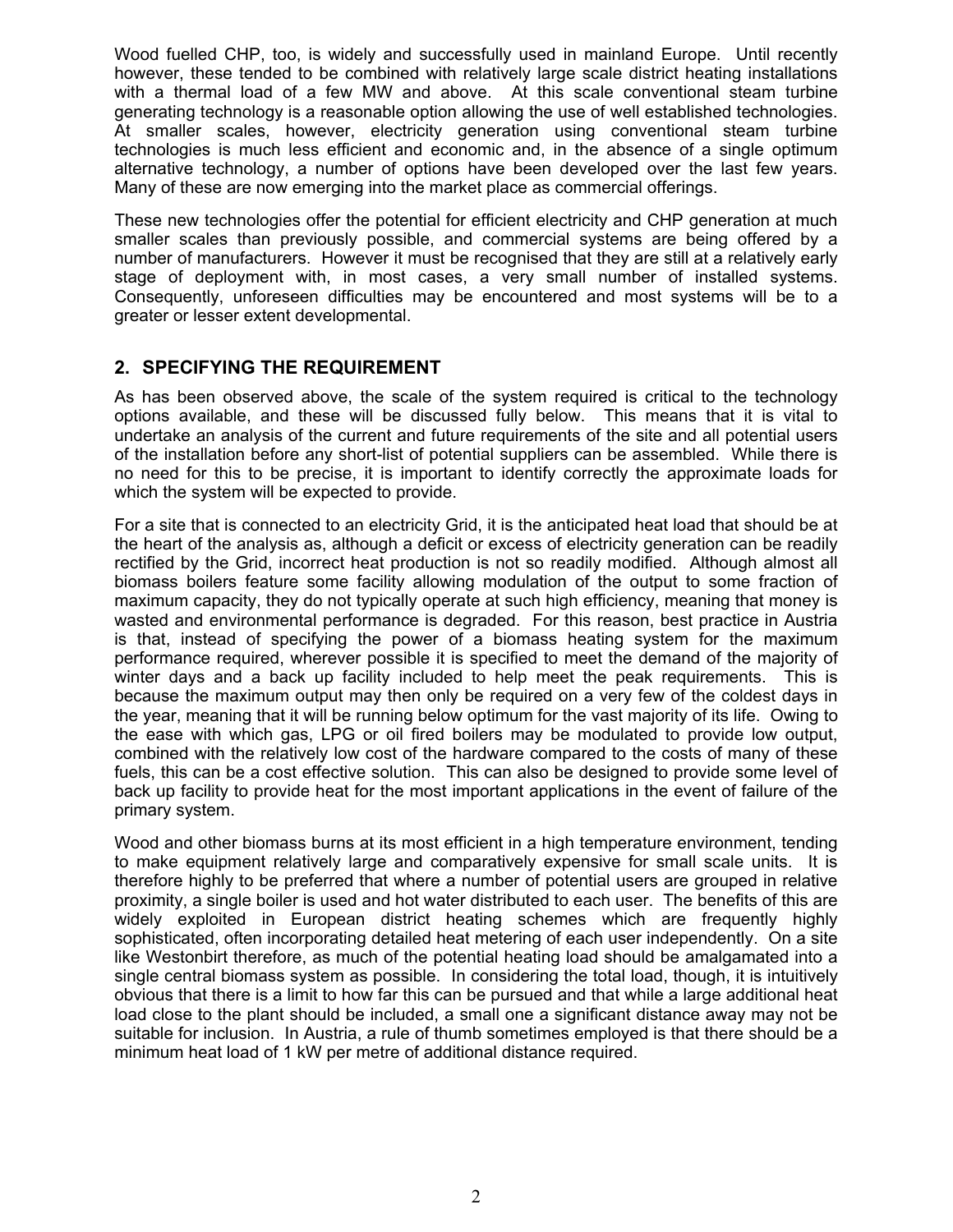Wood fuelled CHP, too, is widely and successfully used in mainland Europe. Until recently however, these tended to be combined with relatively large scale district heating installations with a thermal load of a few MW and above. At this scale conventional steam turbine generating technology is a reasonable option allowing the use of well established technologies. At smaller scales, however, electricity generation using conventional steam turbine technologies is much less efficient and economic and, in the absence of a single optimum alternative technology, a number of options have been developed over the last few years. Many of these are now emerging into the market place as commercial offerings.

These new technologies offer the potential for efficient electricity and CHP generation at much smaller scales than previously possible, and commercial systems are being offered by a number of manufacturers. However it must be recognised that they are still at a relatively early stage of deployment with, in most cases, a very small number of installed systems. Consequently, unforeseen difficulties may be encountered and most systems will be to a greater or lesser extent developmental.

## 2. SPECIFYING THE REQUIREMENT

As has been observed above, the scale of the system required is critical to the technology options available, and these will be discussed fully below. This means that it is vital to undertake an analysis of the current and future requirements of the site and all potential users of the installation before any short-list of potential suppliers can be assembled. While there is no need for this to be precise, it is important to identify correctly the approximate loads for which the system will be expected to provide.

For a site that is connected to an electricity Grid, it is the anticipated heat load that should be at the heart of the analysis as, although a deficit or excess of electricity generation can be readily rectified by the Grid, incorrect heat production is not so readily modified. Although almost all biomass boilers feature some facility allowing modulation of the output to some fraction of maximum capacity, they do not typically operate at such high efficiency, meaning that money is wasted and environmental performance is degraded. For this reason, best practice in Austria is that, instead of specifying the power of a biomass heating system for the maximum performance required, wherever possible it is specified to meet the demand of the majority of winter days and a back up facility included to help meet the peak requirements. This is because the maximum output may then only be required on a very few of the coldest days in the year, meaning that it will be running below optimum for the vast majority of its life. Owing to the ease with which gas, LPG or oil fired boilers may be modulated to provide low output, combined with the relatively low cost of the hardware compared to the costs of many of these fuels, this can be a cost effective solution. This can also be designed to provide some level of back up facility to provide heat for the most important applications in the event of failure of the primary system.

Wood and other biomass burns at its most efficient in a high temperature environment, tending to make equipment relatively large and comparatively expensive for small scale units. It is therefore highly to be preferred that where a number of potential users are grouped in relative proximity, a single boiler is used and hot water distributed to each user. The benefits of this are widely exploited in European district heating schemes which are frequently highly sophisticated, often incorporating detailed heat metering of each user independently. On a site like Westonbirt therefore, as much of the potential heating load should be amalgamated into a single central biomass system as possible. In considering the total load, though, it is intuitively obvious that there is a limit to how far this can be pursued and that while a large additional heat load close to the plant should be included, a small one a significant distance away may not be suitable for inclusion. In Austria, a rule of thumb sometimes employed is that there should be a minimum heat load of 1 kW per metre of additional distance required.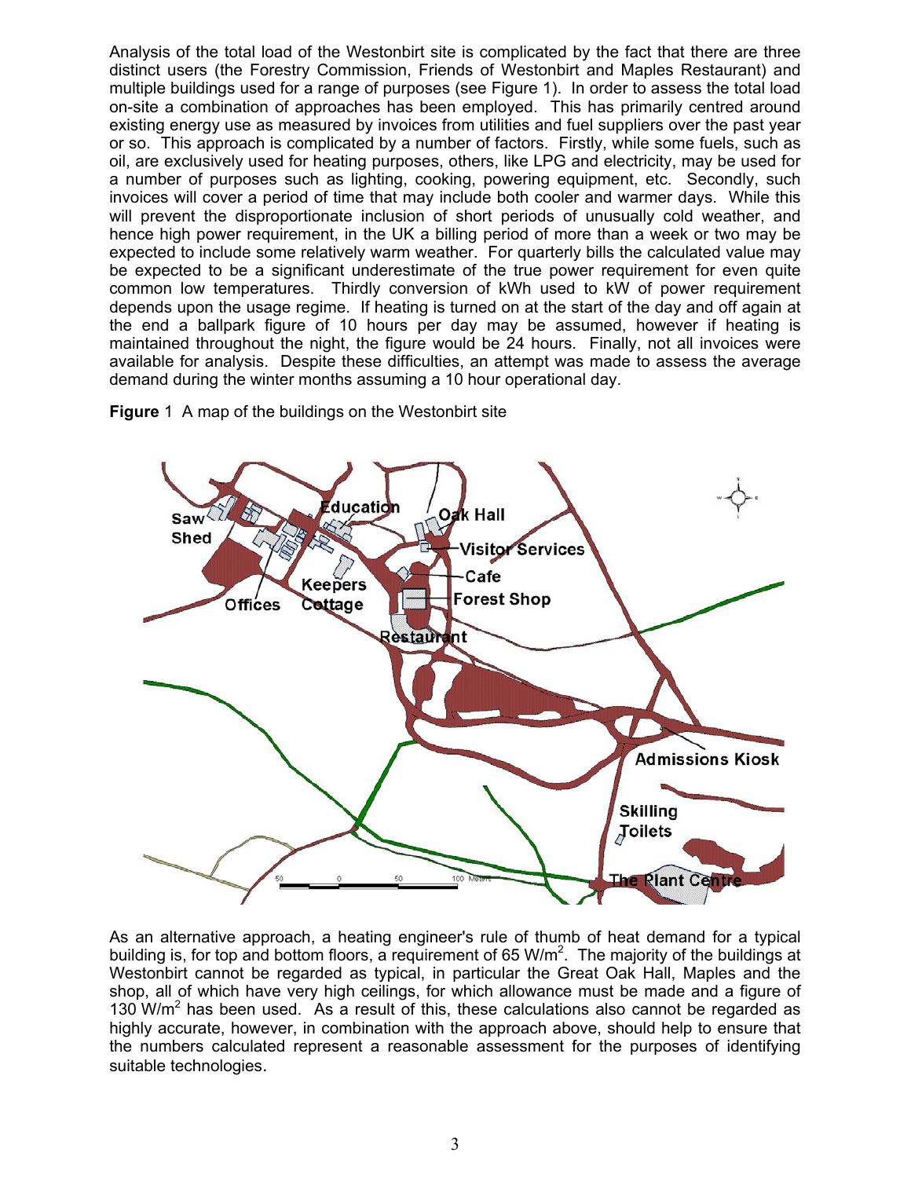Analysis of the total load of the Westonbirt site is complicated by the fact that there are three distinct users (the Forestry Commission, Friends of Westonbirt and Maples Restaurant) and multiple buildings used for a range of purposes (see Figure 1). In order to assess the total load on-site a combination of approaches has been employed. This has primarily centred around existing energy use as measured by invoices from utilities and fuel suppliers over the past year or so. This approach is complicated by a number of factors. Firstly, while some fuels, such as oil, are exclusively used for heating purposes, others, like LPG and electricity, may be used for a number of purposes such as lighting, cooking, powering equipment, etc. Secondly, such invoices will cover a period of time that may include both cooler and warmer days. While this will prevent the disproportionate inclusion of short periods of unusually cold weather, and hence high power requirement, in the UK a billing period of more than a week or two may be expected to include some relatively warm weather. For quarterly bills the calculated value may be expected to be a significant underestimate of the true power requirement for even quite common low temperatures. Thirdly conversion of kWh used to kW of power requirement depends upon the usage regime. If heating is turned on at the start of the day and off again at the end a ballpark figure of 10 hours per day may be assumed, however if heating is maintained throughout the night, the figure would be 24 hours. Finally, not all invoices were available for analysis. Despite these difficulties, an attempt was made to assess the average demand during the winter months assuming a 10 hour operational day.

**Figure** 1 A map of the buildings on the Westonbirt site

As an alternative approach, a heating engineer's rule of thumb of heat demand for a typical building is, for top and bottom floors, a requirement of 65 W/m$^2$. The majority of the buildings at Westonbirt cannot be regarded as typical, in particular the Great Oak Hall, Maples and the shop, all of which have very high ceilings, for which allowance must be made and a figure of 130 W/m$^2$ has been used. As a result of this, these calculations also cannot be regarded as highly accurate, however, in combination with the approach above, should help to ensure that the numbers calculated represent a reasonable assessment for the purposes of identifying suitable technologies.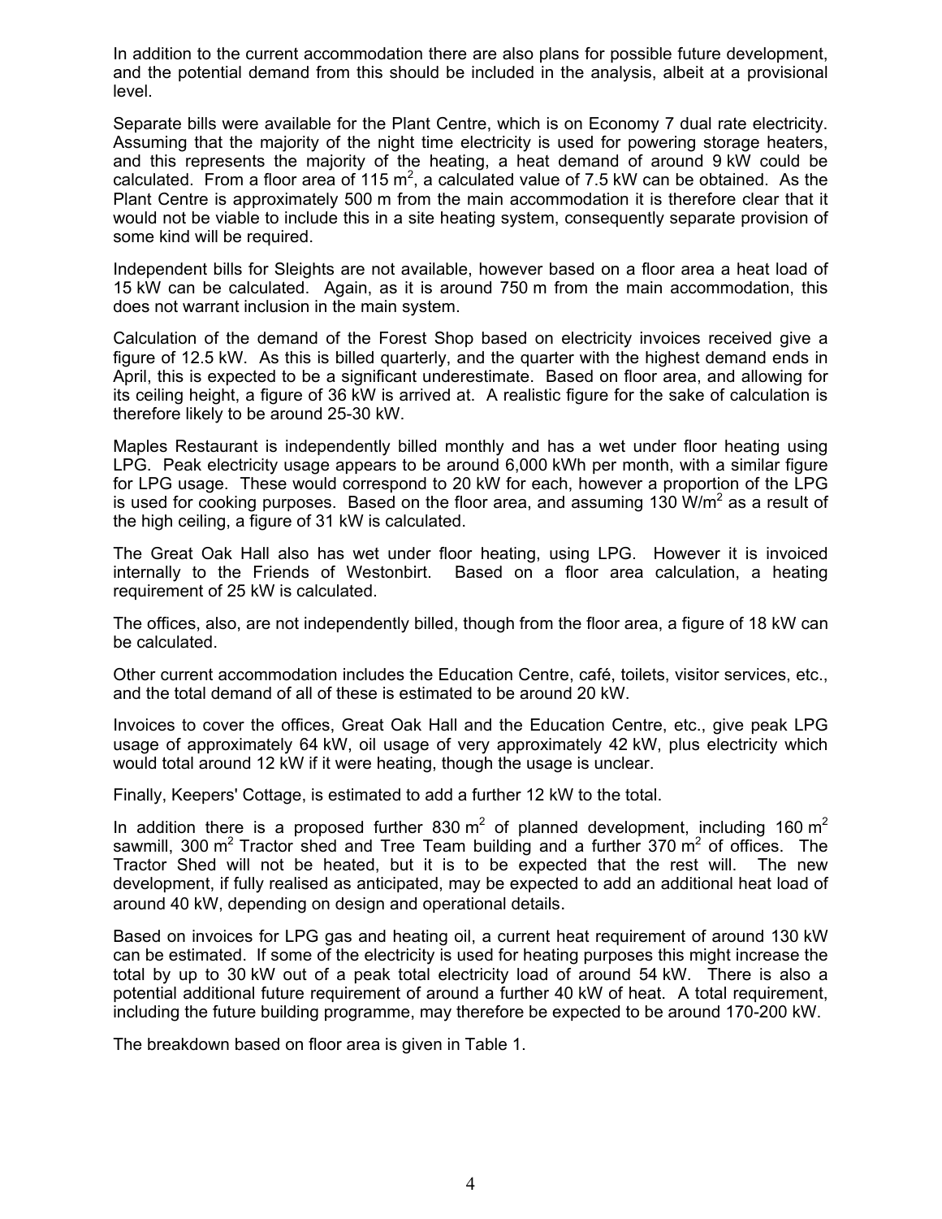In addition to the current accommodation there are also plans for possible future development, and the potential demand from this should be included in the analysis, albeit at a provisional level.

Separate bills were available for the Plant Centre, which is on Economy 7 dual rate electricity. Assuming that the majority of the night time electricity is used for powering storage heaters, and this represents the majority of the heating, a heat demand of around 9 kW could be calculated. From a floor area of 115 $m^2$, a calculated value of 7.5 kW can be obtained. As the Plant Centre is approximately 500 m from the main accommodation it is therefore clear that it would not be viable to include this in a site heating system, consequently separate provision of some kind will be required.

Independent bills for Sleights are not available, however based on a floor area a heat load of 15 kW can be calculated. Again, as it is around 750 m from the main accommodation, this does not warrant inclusion in the main system.

Calculation of the demand of the Forest Shop based on electricity invoices received give a figure of 12.5 kW. As this is billed quarterly, and the quarter with the highest demand ends in April, this is expected to be a significant underestimate. Based on floor area, and allowing for its ceiling height, a figure of 36 kW is arrived at. A realistic figure for the sake of calculation is therefore likely to be around 25-30 kW.

Maples Restaurant is independently billed monthly and has a wet under floor heating using LPG. Peak electricity usage appears to be around 6,000 kWh per month, with a similar figure for LPG usage. These would correspond to 20 kW for each, however a proportion of the LPG is used for cooking purposes. Based on the floor area, and assuming 130 $W/m^2$ as a result of the high ceiling, a figure of 31 kW is calculated.

The Great Oak Hall also has wet under floor heating, using LPG. However it is invoiced internally to the Friends of Westonbirt. Based on a floor area calculation, a heating requirement of 25 kW is calculated.

The offices, also, are not independently billed, though from the floor area, a figure of 18 kW can be calculated.

Other current accommodation includes the Education Centre, café, toilets, visitor services, etc., and the total demand of all of these is estimated to be around 20 kW.

Invoices to cover the offices, Great Oak Hall and the Education Centre, etc., give peak LPG usage of approximately 64 kW, oil usage of very approximately 42 kW, plus electricity which would total around 12 kW if it were heating, though the usage is unclear.

Finally, Keepers' Cottage, is estimated to add a further 12 kW to the total.

In addition there is a proposed further 830 $m^2$ of planned development, including 160 $m^2$ sawmill, 300 $m^2$ Tractor shed and Tree Team building and a further 370 $m^2$ of offices. The Tractor Shed will not be heated, but it is to be expected that the rest will. The new development, if fully realised as anticipated, may be expected to add an additional heat load of around 40 kW, depending on design and operational details.

Based on invoices for LPG gas and heating oil, a current heat requirement of around 130 kW can be estimated. If some of the electricity is used for heating purposes this might increase the total by up to 30 kW out of a peak total electricity load of around 54 kW. There is also a potential additional future requirement of around a further 40 kW of heat. A total requirement, including the future building programme, may therefore be expected to be around 170-200 kW.

The breakdown based on floor area is given in Table 1.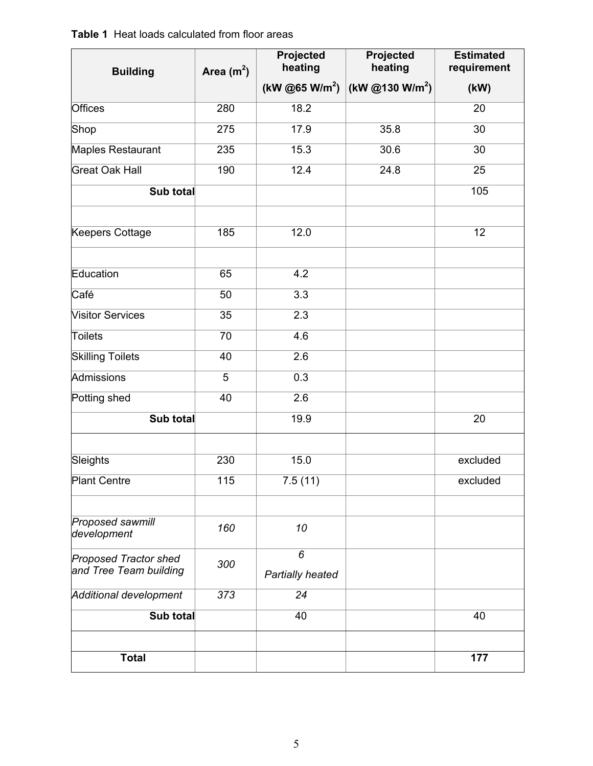**Table 1** Heat loads calculated from floor areas

| Building | Area ($m^2$) | Projected heating (kW @65 W/$m^2$) | Projected heating (kW @130 W/$m^2$) | Estimated requirement (kW) |
|---|---|---|---|---|
| Offices | 280 | 18.2 | | 20 |
| Shop | 275 | 17.9 | 35.8 | 30 |
| Maples Restaurant | 235 | 15.3 | 30.6 | 30 |
| Great Oak Hall | 190 | 12.4 | 24.8 | 25 |
| **Sub total** | | | | 105 |
| | | | | |
| Keepers Cottage | 185 | 12.0 | | 12 |
| | | | | |
| Education | 65 | 4.2 | | |
| Café | 50 | 3.3 | | |
| Visitor Services | 35 | 2.3 | | |
| Toilets | 70 | 4.6 | | |
| Skilling Toilets | 40 | 2.6 | | |
| Admissions | 5 | 0.3 | | |
| Potting shed | 40 | 2.6 | | |
| **Sub total** | | 19.9 | | 20 |
| | | | | |
| Sleights | 230 | 15.0 | | excluded |
| Plant Centre | 115 | 7.5 (11) | | excluded |
| | | | | |
| *Proposed sawmill development* | *160* | *10* | | |
| *Proposed Tractor shed and Tree Team building* | *300* | *6 Partially heated* | | |
| *Additional development* | *373* | *24* | | |
| **Sub total** | | 40 | | 40 |
| | | | | |
| **Total** | | | | **177** |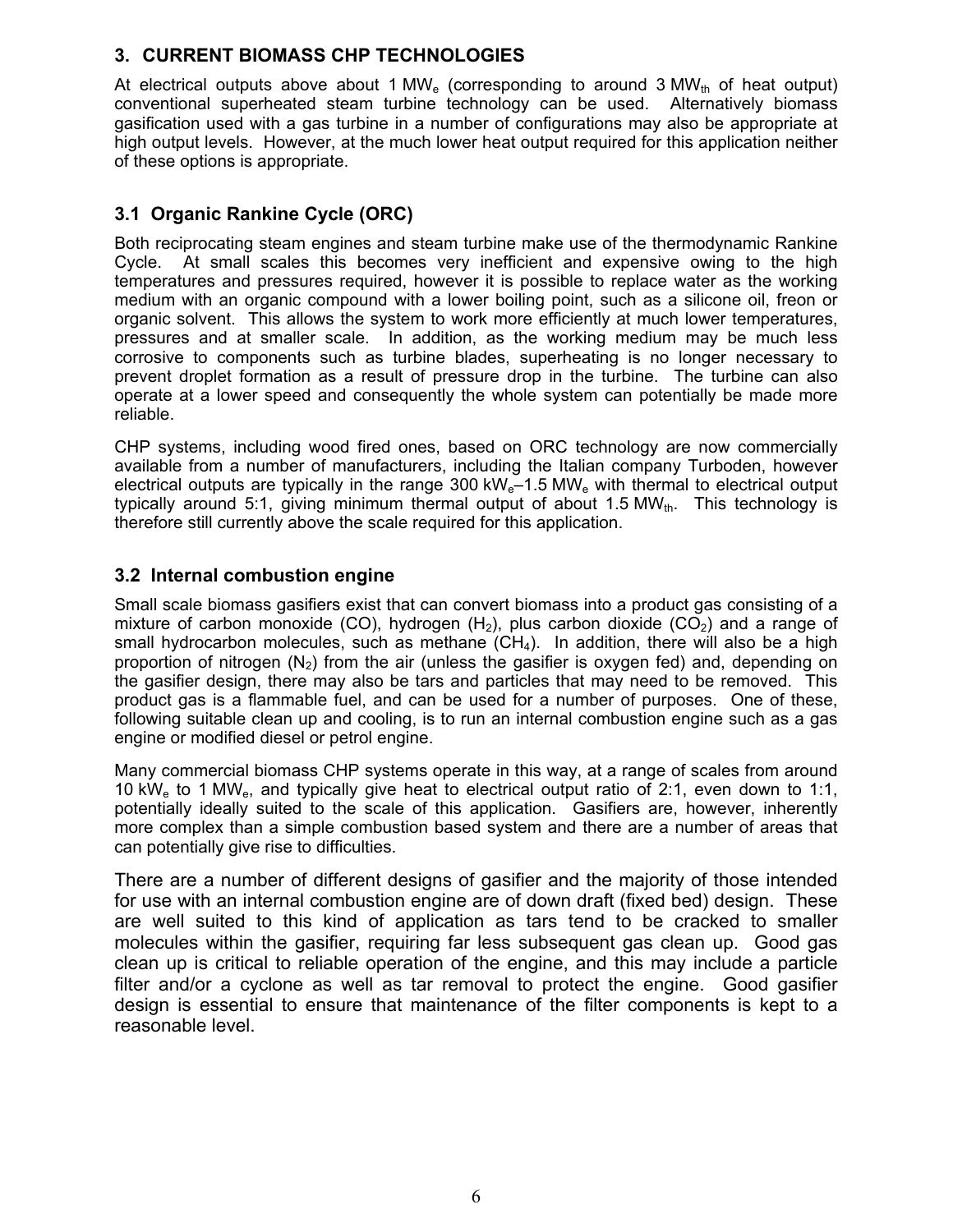## 3. CURRENT BIOMASS CHP TECHNOLOGIES

At electrical outputs above about 1 $MW_e$ (corresponding to around 3 $MW_{th}$ of heat output) conventional superheated steam turbine technology can be used. Alternatively biomass gasification used with a gas turbine in a number of configurations may also be appropriate at high output levels. However, at the much lower heat output required for this application neither of these options is appropriate.

### 3.1 Organic Rankine Cycle (ORC)

Both reciprocating steam engines and steam turbine make use of the thermodynamic Rankine Cycle. At small scales this becomes very inefficient and expensive owing to the high temperatures and pressures required, however it is possible to replace water as the working medium with an organic compound with a lower boiling point, such as a silicone oil, freon or organic solvent. This allows the system to work more efficiently at much lower temperatures, pressures and at smaller scale. In addition, as the working medium may be much less corrosive to components such as turbine blades, superheating is no longer necessary to prevent droplet formation as a result of pressure drop in the turbine. The turbine can also operate at a lower speed and consequently the whole system can potentially be made more reliable.

CHP systems, including wood fired ones, based on ORC technology are now commercially available from a number of manufacturers, including the Italian company Turboden, however electrical outputs are typically in the range 300 $kW_e$–1.5 $MW_e$ with thermal to electrical output typically around 5:1, giving minimum thermal output of about 1.5 $MW_{th}$. This technology is therefore still currently above the scale required for this application.

### 3.2 Internal combustion engine

Small scale biomass gasifiers exist that can convert biomass into a product gas consisting of a mixture of carbon monoxide ($CO$), hydrogen ($H_2$), plus carbon dioxide ($CO_2$) and a range of small hydrocarbon molecules, such as methane ($CH_4$). In addition, there will also be a high proportion of nitrogen ($N_2$) from the air (unless the gasifier is oxygen fed) and, depending on the gasifier design, there may also be tars and particles that may need to be removed. This product gas is a flammable fuel, and can be used for a number of purposes. One of these, following suitable clean up and cooling, is to run an internal combustion engine such as a gas engine or modified diesel or petrol engine.

Many commercial biomass CHP systems operate in this way, at a range of scales from around 10 $kW_e$ to 1 $MW_e$, and typically give heat to electrical output ratio of 2:1, even down to 1:1, potentially ideally suited to the scale of this application. Gasifiers are, however, inherently more complex than a simple combustion based system and there are a number of areas that can potentially give rise to difficulties.

There are a number of different designs of gasifier and the majority of those intended for use with an internal combustion engine are of down draft (fixed bed) design. These are well suited to this kind of application as tars tend to be cracked to smaller molecules within the gasifier, requiring far less subsequent gas clean up. Good gas clean up is critical to reliable operation of the engine, and this may include a particle filter and/or a cyclone as well as tar removal to protect the engine. Good gasifier design is essential to ensure that maintenance of the filter components is kept to a reasonable level.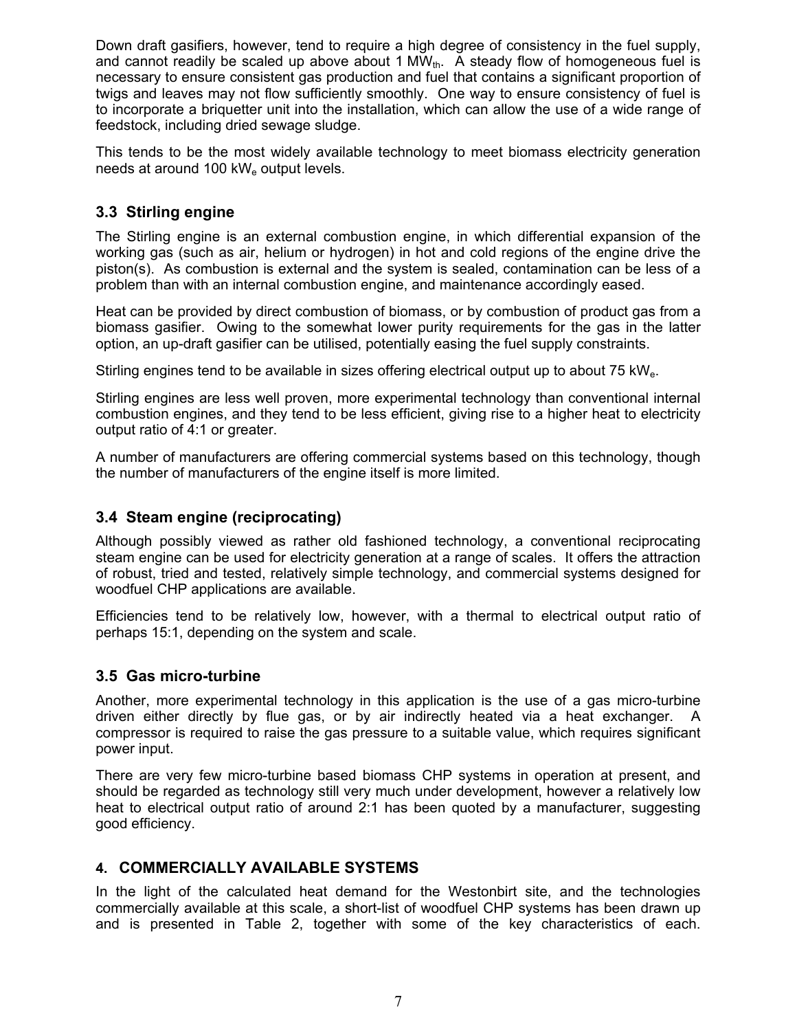Down draft gasifiers, however, tend to require a high degree of consistency in the fuel supply, and cannot readily be scaled up above about 1 $MW_{th}$. A steady flow of homogeneous fuel is necessary to ensure consistent gas production and fuel that contains a significant proportion of twigs and leaves may not flow sufficiently smoothly. One way to ensure consistency of fuel is to incorporate a briquetter unit into the installation, which can allow the use of a wide range of feedstock, including dried sewage sludge.

This tends to be the most widely available technology to meet biomass electricity generation needs at around 100 $kW_e$ output levels.

### 3.3 Stirling engine

The Stirling engine is an external combustion engine, in which differential expansion of the working gas (such as air, helium or hydrogen) in hot and cold regions of the engine drive the piston(s). As combustion is external and the system is sealed, contamination can be less of a problem than with an internal combustion engine, and maintenance accordingly eased.

Heat can be provided by direct combustion of biomass, or by combustion of product gas from a biomass gasifier. Owing to the somewhat lower purity requirements for the gas in the latter option, an up-draft gasifier can be utilised, potentially easing the fuel supply constraints.

Stirling engines tend to be available in sizes offering electrical output up to about 75 $kW_e$.

Stirling engines are less well proven, more experimental technology than conventional internal combustion engines, and they tend to be less efficient, giving rise to a higher heat to electricity output ratio of 4:1 or greater.

A number of manufacturers are offering commercial systems based on this technology, though the number of manufacturers of the engine itself is more limited.

### 3.4 Steam engine (reciprocating)

Although possibly viewed as rather old fashioned technology, a conventional reciprocating steam engine can be used for electricity generation at a range of scales. It offers the attraction of robust, tried and tested, relatively simple technology, and commercial systems designed for woodfuel CHP applications are available.

Efficiencies tend to be relatively low, however, with a thermal to electrical output ratio of perhaps 15:1, depending on the system and scale.

### 3.5 Gas micro-turbine

Another, more experimental technology in this application is the use of a gas micro-turbine driven either directly by flue gas, or by air indirectly heated via a heat exchanger. A compressor is required to raise the gas pressure to a suitable value, which requires significant power input.

There are very few micro-turbine based biomass CHP systems in operation at present, and should be regarded as technology still very much under development, however a relatively low heat to electrical output ratio of around 2:1 has been quoted by a manufacturer, suggesting good efficiency.

## 4. COMMERCIALLY AVAILABLE SYSTEMS

In the light of the calculated heat demand for the Westonbirt site, and the technologies commercially available at this scale, a short-list of woodfuel CHP systems has been drawn up and is presented in Table 2, together with some of the key characteristics of each.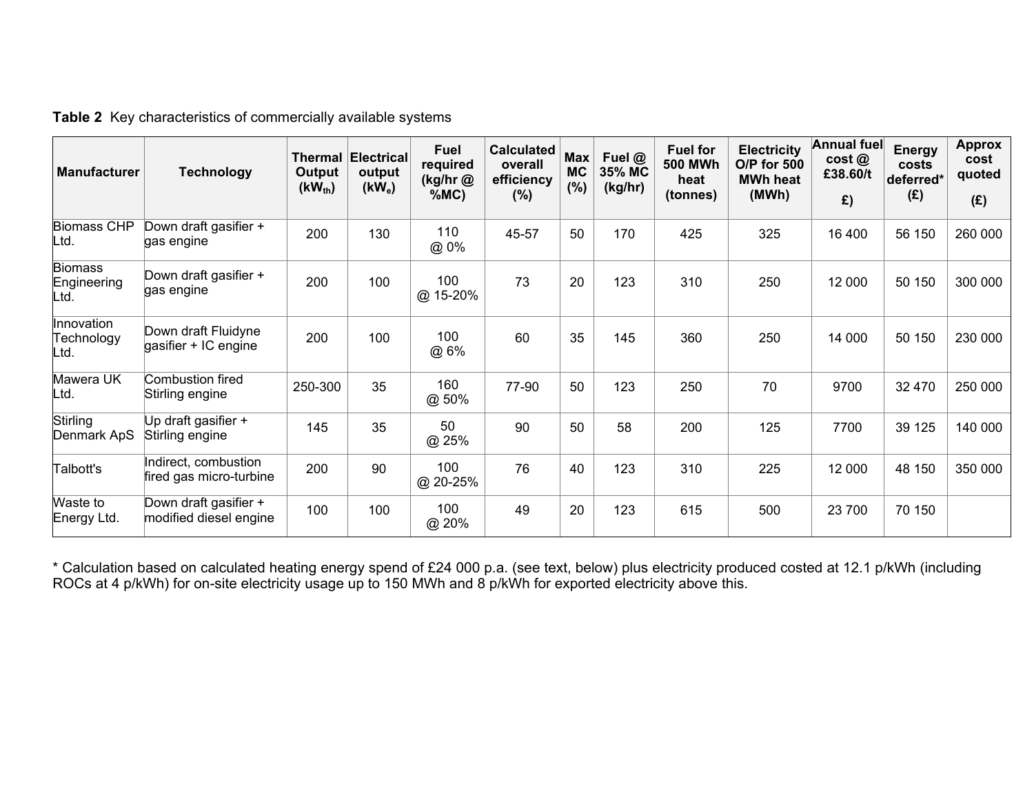**Table 2** Key characteristics of commercially available systems

| Manufacturer | Technology | Thermal Output ($kW_{th}$) | Electrical output ($kW_e$) | Fuel required (kg/hr @ %MC) | Calculated overall efficiency (%) | Max MC (%) | Fuel @ 35% MC (kg/hr) | Fuel for 500 MWh heat (tonnes) | Electricity O/P for 500 MWh heat (MWh) | Annual fuel cost @ £38.60/t £) | Energy costs deferred* (£) | Approx cost quoted (£) |
|---|---|---|---|---|---|---|---|---|---|---|---|---|
| Biomass CHP Ltd. | Down draft gasifier + gas engine | 200 | 130 | 110 @ 0% | 45-57 | 50 | 170 | 425 | 325 | 16 400 | 56 150 | 260 000 |
| Biomass Engineering Ltd. | Down draft gasifier + gas engine | 200 | 100 | 100 @ 15-20% | 73 | 20 | 123 | 310 | 250 | 12 000 | 50 150 | 300 000 |
| Innovation Technology Ltd. | Down draft Fluidyne gasifier + IC engine | 200 | 100 | 100 @ 6% | 60 | 35 | 145 | 360 | 250 | 14 000 | 50 150 | 230 000 |
| Mawera UK Ltd. | Combustion fired Stirling engine | 250-300 | 35 | 160 @ 50% | 77-90 | 50 | 123 | 250 | 70 | 9700 | 32 470 | 250 000 |
| Stirling Denmark ApS | Up draft gasifier + Stirling engine | 145 | 35 | 50 @ 25% | 90 | 50 | 58 | 200 | 125 | 7700 | 39 125 | 140 000 |
| Talbott's | Indirect, combustion fired gas micro-turbine | 200 | 90 | 100 @ 20-25% | 76 | 40 | 123 | 310 | 225 | 12 000 | 48 150 | 350 000 |
| Waste to Energy Ltd. | Down draft gasifier + modified diesel engine | 100 | 100 | 100 @ 20% | 49 | 20 | 123 | 615 | 500 | 23 700 | 70 150 | |

\* Calculation based on calculated heating energy spend of £24 000 p.a. (see text, below) plus electricity produced costed at 12.1 p/kWh (including ROCs at 4 p/kWh) for on-site electricity usage up to 150 MWh and 8 p/kWh for exported electricity above this.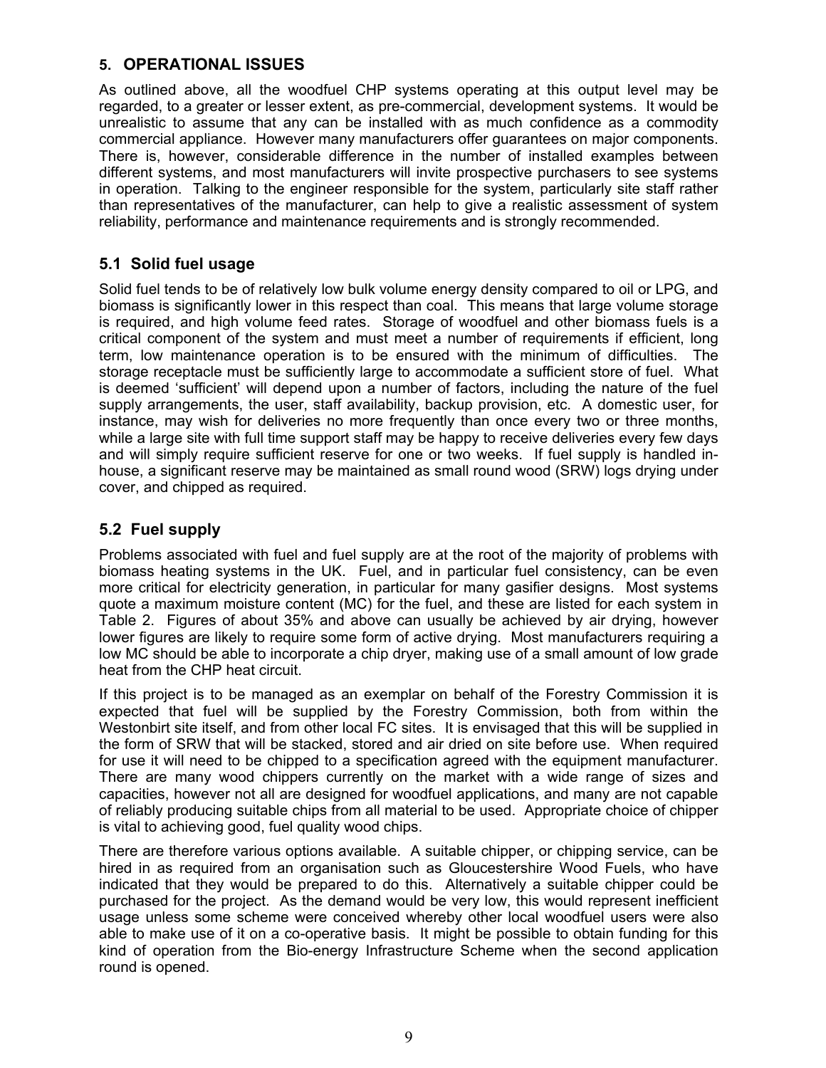## 5. OPERATIONAL ISSUES

As outlined above, all the woodfuel CHP systems operating at this output level may be regarded, to a greater or lesser extent, as pre-commercial, development systems. It would be unrealistic to assume that any can be installed with as much confidence as a commodity commercial appliance. However many manufacturers offer guarantees on major components. There is, however, considerable difference in the number of installed examples between different systems, and most manufacturers will invite prospective purchasers to see systems in operation. Talking to the engineer responsible for the system, particularly site staff rather than representatives of the manufacturer, can help to give a realistic assessment of system reliability, performance and maintenance requirements and is strongly recommended.

### 5.1 Solid fuel usage

Solid fuel tends to be of relatively low bulk volume energy density compared to oil or LPG, and biomass is significantly lower in this respect than coal. This means that large volume storage is required, and high volume feed rates. Storage of woodfuel and other biomass fuels is a critical component of the system and must meet a number of requirements if efficient, long term, low maintenance operation is to be ensured with the minimum of difficulties. The storage receptacle must be sufficiently large to accommodate a sufficient store of fuel. What is deemed 'sufficient' will depend upon a number of factors, including the nature of the fuel supply arrangements, the user, staff availability, backup provision, etc. A domestic user, for instance, may wish for deliveries no more frequently than once every two or three months, while a large site with full time support staff may be happy to receive deliveries every few days and will simply require sufficient reserve for one or two weeks. If fuel supply is handled in-house, a significant reserve may be maintained as small round wood (SRW) logs drying under cover, and chipped as required.

### 5.2 Fuel supply

Problems associated with fuel and fuel supply are at the root of the majority of problems with biomass heating systems in the UK. Fuel, and in particular fuel consistency, can be even more critical for electricity generation, in particular for many gasifier designs. Most systems quote a maximum moisture content (MC) for the fuel, and these are listed for each system in Table 2. Figures of about 35% and above can usually be achieved by air drying, however lower figures are likely to require some form of active drying. Most manufacturers requiring a low MC should be able to incorporate a chip dryer, making use of a small amount of low grade heat from the CHP heat circuit.

If this project is to be managed as an exemplar on behalf of the Forestry Commission it is expected that fuel will be supplied by the Forestry Commission, both from within the Westonbirt site itself, and from other local FC sites. It is envisaged that this will be supplied in the form of SRW that will be stacked, stored and air dried on site before use. When required for use it will need to be chipped to a specification agreed with the equipment manufacturer. There are many wood chippers currently on the market with a wide range of sizes and capacities, however not all are designed for woodfuel applications, and many are not capable of reliably producing suitable chips from all material to be used. Appropriate choice of chipper is vital to achieving good, fuel quality wood chips.

There are therefore various options available. A suitable chipper, or chipping service, can be hired in as required from an organisation such as Gloucestershire Wood Fuels, who have indicated that they would be prepared to do this. Alternatively a suitable chipper could be purchased for the project. As the demand would be very low, this would represent inefficient usage unless some scheme were conceived whereby other local woodfuel users were also able to make use of it on a co-operative basis. It might be possible to obtain funding for this kind of operation from the Bio-energy Infrastructure Scheme when the second application round is opened.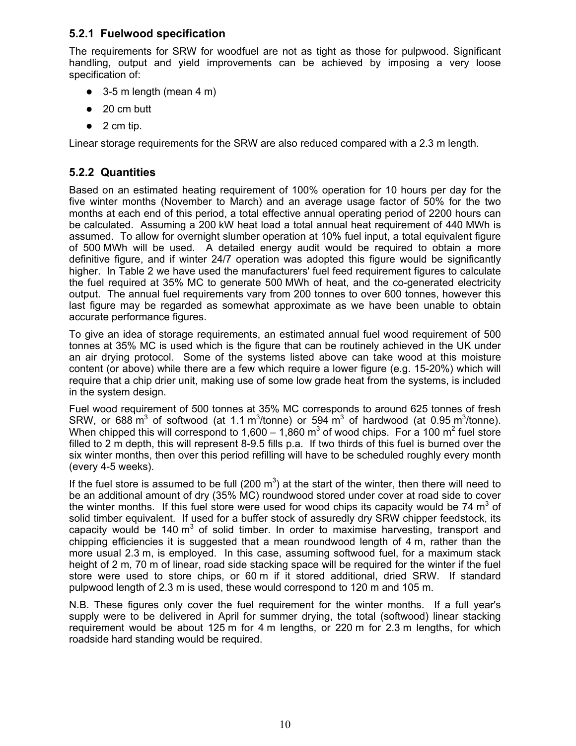### 5.2.1 Fuelwood specification

The requirements for SRW for woodfuel are not as tight as those for pulpwood. Significant handling, output and yield improvements can be achieved by imposing a very loose specification of:

- 3-5 m length (mean 4 m)
- 20 cm butt
- 2 cm tip.

Linear storage requirements for the SRW are also reduced compared with a 2.3 m length.

### 5.2.2 Quantities

Based on an estimated heating requirement of 100% operation for 10 hours per day for the five winter months (November to March) and an average usage factor of 50% for the two months at each end of this period, a total effective annual operating period of 2200 hours can be calculated. Assuming a 200 kW heat load a total annual heat requirement of 440 MWh is assumed. To allow for overnight slumber operation at 10% fuel input, a total equivalent figure of 500 MWh will be used. A detailed energy audit would be required to obtain a more definitive figure, and if winter 24/7 operation was adopted this figure would be significantly higher. In Table 2 we have used the manufacturers' fuel feed requirement figures to calculate the fuel required at 35% MC to generate 500 MWh of heat, and the co-generated electricity output. The annual fuel requirements vary from 200 tonnes to over 600 tonnes, however this last figure may be regarded as somewhat approximate as we have been unable to obtain accurate performance figures.

To give an idea of storage requirements, an estimated annual fuel wood requirement of 500 tonnes at 35% MC is used which is the figure that can be routinely achieved in the UK under an air drying protocol. Some of the systems listed above can take wood at this moisture content (or above) while there are a few which require a lower figure (e.g. 15-20%) which will require that a chip drier unit, making use of some low grade heat from the systems, is included in the system design.

Fuel wood requirement of 500 tonnes at 35% MC corresponds to around 625 tonnes of fresh SRW, or 688 $m^3$ of softwood (at 1.1 $m^3$/tonne) or 594 $m^3$ of hardwood (at 0.95 $m^3$/tonne). When chipped this will correspond to 1,600 – 1,860 $m^3$ of wood chips. For a 100 $m^2$ fuel store filled to 2 m depth, this will represent 8-9.5 fills p.a. If two thirds of this fuel is burned over the six winter months, then over this period refilling will have to be scheduled roughly every month (every 4-5 weeks).

If the fuel store is assumed to be full (200 $m^3$) at the start of the winter, then there will need to be an additional amount of dry (35% MC) roundwood stored under cover at road side to cover the winter months. If this fuel store were used for wood chips its capacity would be 74 $m^3$ of solid timber equivalent. If used for a buffer stock of assuredly dry SRW chipper feedstock, its capacity would be 140 $m^3$ of solid timber. In order to maximise harvesting, transport and chipping efficiencies it is suggested that a mean roundwood length of 4 m, rather than the more usual 2.3 m, is employed. In this case, assuming softwood fuel, for a maximum stack height of 2 m, 70 m of linear, road side stacking space will be required for the winter if the fuel store were used to store chips, or 60 m if it stored additional, dried SRW. If standard pulpwood length of 2.3 m is used, these would correspond to 120 m and 105 m.

N.B. These figures only cover the fuel requirement for the winter months. If a full year's supply were to be delivered in April for summer drying, the total (softwood) linear stacking requirement would be about 125 m for 4 m lengths, or 220 m for 2.3 m lengths, for which roadside hard standing would be required.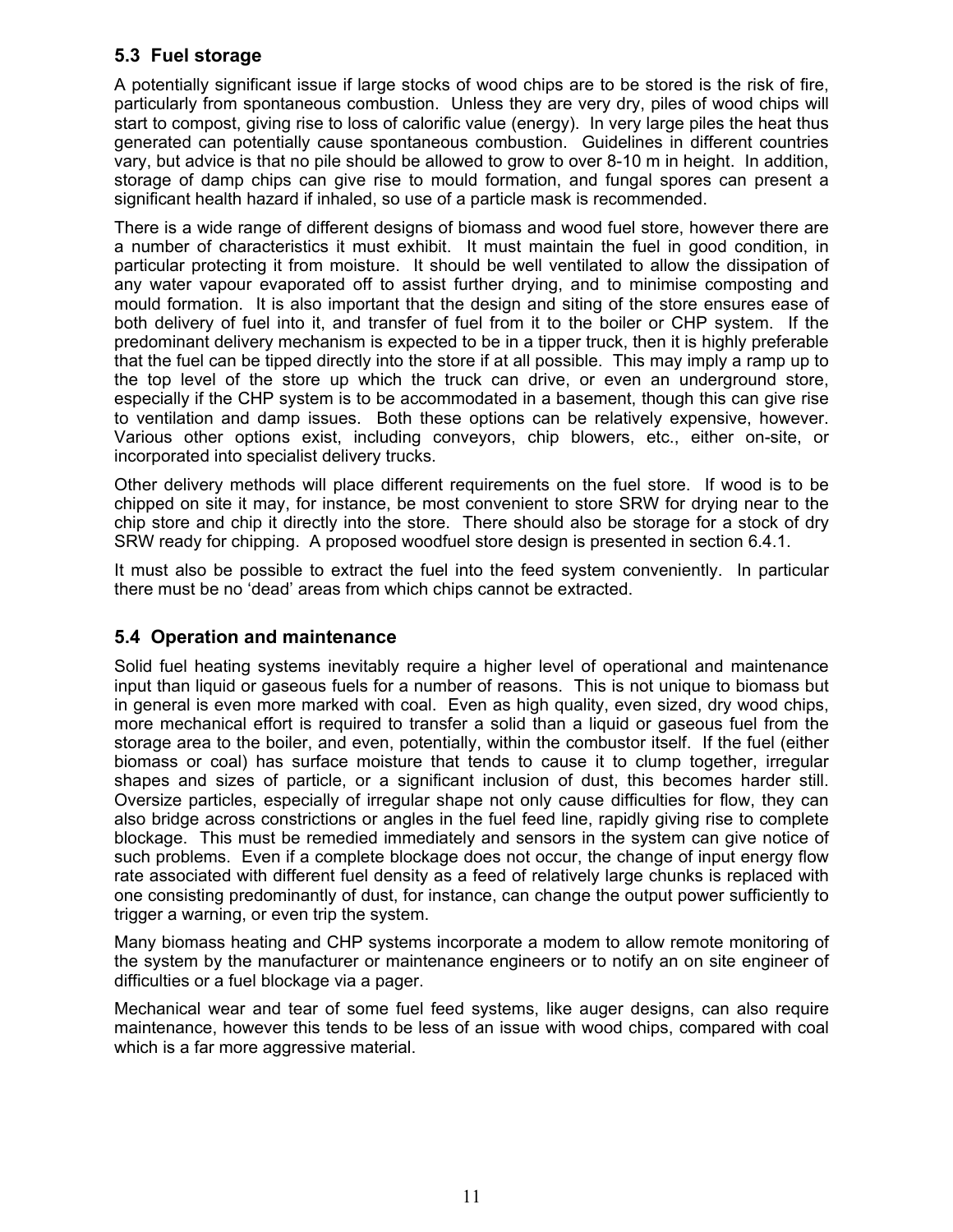### 5.3 Fuel storage

A potentially significant issue if large stocks of wood chips are to be stored is the risk of fire, particularly from spontaneous combustion. Unless they are very dry, piles of wood chips will start to compost, giving rise to loss of calorific value (energy). In very large piles the heat thus generated can potentially cause spontaneous combustion. Guidelines in different countries vary, but advice is that no pile should be allowed to grow to over 8-10 m in height. In addition, storage of damp chips can give rise to mould formation, and fungal spores can present a significant health hazard if inhaled, so use of a particle mask is recommended.

There is a wide range of different designs of biomass and wood fuel store, however there are a number of characteristics it must exhibit. It must maintain the fuel in good condition, in particular protecting it from moisture. It should be well ventilated to allow the dissipation of any water vapour evaporated off to assist further drying, and to minimise composting and mould formation. It is also important that the design and siting of the store ensures ease of both delivery of fuel into it, and transfer of fuel from it to the boiler or CHP system. If the predominant delivery mechanism is expected to be in a tipper truck, then it is highly preferable that the fuel can be tipped directly into the store if at all possible. This may imply a ramp up to the top level of the store up which the truck can drive, or even an underground store, especially if the CHP system is to be accommodated in a basement, though this can give rise to ventilation and damp issues. Both these options can be relatively expensive, however. Various other options exist, including conveyors, chip blowers, etc., either on-site, or incorporated into specialist delivery trucks.

Other delivery methods will place different requirements on the fuel store. If wood is to be chipped on site it may, for instance, be most convenient to store SRW for drying near to the chip store and chip it directly into the store. There should also be storage for a stock of dry SRW ready for chipping. A proposed woodfuel store design is presented in section 6.4.1.

It must also be possible to extract the fuel into the feed system conveniently. In particular there must be no 'dead' areas from which chips cannot be extracted.

### 5.4 Operation and maintenance

Solid fuel heating systems inevitably require a higher level of operational and maintenance input than liquid or gaseous fuels for a number of reasons. This is not unique to biomass but in general is even more marked with coal. Even as high quality, even sized, dry wood chips, more mechanical effort is required to transfer a solid than a liquid or gaseous fuel from the storage area to the boiler, and even, potentially, within the combustor itself. If the fuel (either biomass or coal) has surface moisture that tends to cause it to clump together, irregular shapes and sizes of particle, or a significant inclusion of dust, this becomes harder still. Oversize particles, especially of irregular shape not only cause difficulties for flow, they can also bridge across constrictions or angles in the fuel feed line, rapidly giving rise to complete blockage. This must be remedied immediately and sensors in the system can give notice of such problems. Even if a complete blockage does not occur, the change of input energy flow rate associated with different fuel density as a feed of relatively large chunks is replaced with one consisting predominantly of dust, for instance, can change the output power sufficiently to trigger a warning, or even trip the system.

Many biomass heating and CHP systems incorporate a modem to allow remote monitoring of the system by the manufacturer or maintenance engineers or to notify an on site engineer of difficulties or a fuel blockage via a pager.

Mechanical wear and tear of some fuel feed systems, like auger designs, can also require maintenance, however this tends to be less of an issue with wood chips, compared with coal which is a far more aggressive material.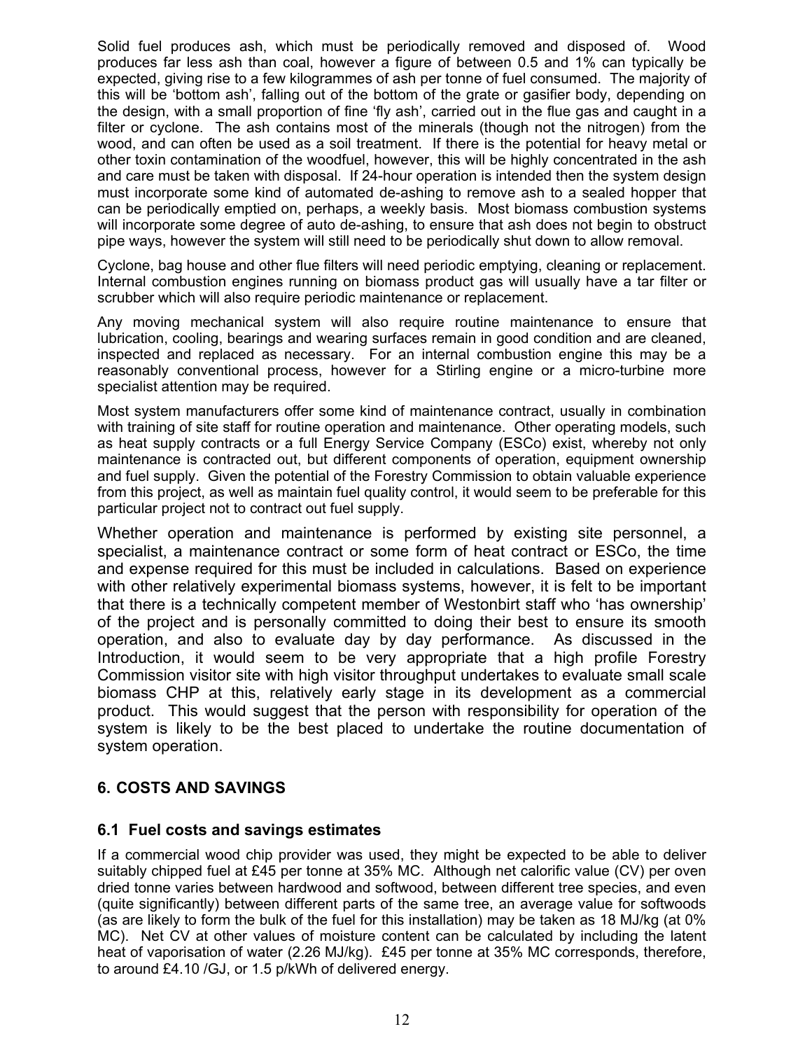Solid fuel produces ash, which must be periodically removed and disposed of. Wood produces far less ash than coal, however a figure of between 0.5 and 1% can typically be expected, giving rise to a few kilogrammes of ash per tonne of fuel consumed. The majority of this will be 'bottom ash', falling out of the bottom of the grate or gasifier body, depending on the design, with a small proportion of fine 'fly ash', carried out in the flue gas and caught in a filter or cyclone. The ash contains most of the minerals (though not the nitrogen) from the wood, and can often be used as a soil treatment. If there is the potential for heavy metal or other toxin contamination of the woodfuel, however, this will be highly concentrated in the ash and care must be taken with disposal. If 24-hour operation is intended then the system design must incorporate some kind of automated de-ashing to remove ash to a sealed hopper that can be periodically emptied on, perhaps, a weekly basis. Most biomass combustion systems will incorporate some degree of auto de-ashing, to ensure that ash does not begin to obstruct pipe ways, however the system will still need to be periodically shut down to allow removal.

Cyclone, bag house and other flue filters will need periodic emptying, cleaning or replacement. Internal combustion engines running on biomass product gas will usually have a tar filter or scrubber which will also require periodic maintenance or replacement.

Any moving mechanical system will also require routine maintenance to ensure that lubrication, cooling, bearings and wearing surfaces remain in good condition and are cleaned, inspected and replaced as necessary. For an internal combustion engine this may be a reasonably conventional process, however for a Stirling engine or a micro-turbine more specialist attention may be required.

Most system manufacturers offer some kind of maintenance contract, usually in combination with training of site staff for routine operation and maintenance. Other operating models, such as heat supply contracts or a full Energy Service Company (ESCo) exist, whereby not only maintenance is contracted out, but different components of operation, equipment ownership and fuel supply. Given the potential of the Forestry Commission to obtain valuable experience from this project, as well as maintain fuel quality control, it would seem to be preferable for this particular project not to contract out fuel supply.

Whether operation and maintenance is performed by existing site personnel, a specialist, a maintenance contract or some form of heat contract or ESCo, the time and expense required for this must be included in calculations. Based on experience with other relatively experimental biomass systems, however, it is felt to be important that there is a technically competent member of Westonbirt staff who 'has ownership' of the project and is personally committed to doing their best to ensure its smooth operation, and also to evaluate day by day performance. As discussed in the Introduction, it would seem to be very appropriate that a high profile Forestry Commission visitor site with high visitor throughput undertakes to evaluate small scale biomass CHP at this, relatively early stage in its development as a commercial product. This would suggest that the person with responsibility for operation of the system is likely to be the best placed to undertake the routine documentation of system operation.

## 6. COSTS AND SAVINGS

### 6.1 Fuel costs and savings estimates

If a commercial wood chip provider was used, they might be expected to be able to deliver suitably chipped fuel at £45 per tonne at 35% MC. Although net calorific value (CV) per oven dried tonne varies between hardwood and softwood, between different tree species, and even (quite significantly) between different parts of the same tree, an average value for softwoods (as are likely to form the bulk of the fuel for this installation) may be taken as 18 MJ/kg (at 0% MC). Net CV at other values of moisture content can be calculated by including the latent heat of vaporisation of water (2.26 MJ/kg). £45 per tonne at 35% MC corresponds, therefore, to around £4.10 /GJ, or 1.5 p/kWh of delivered energy.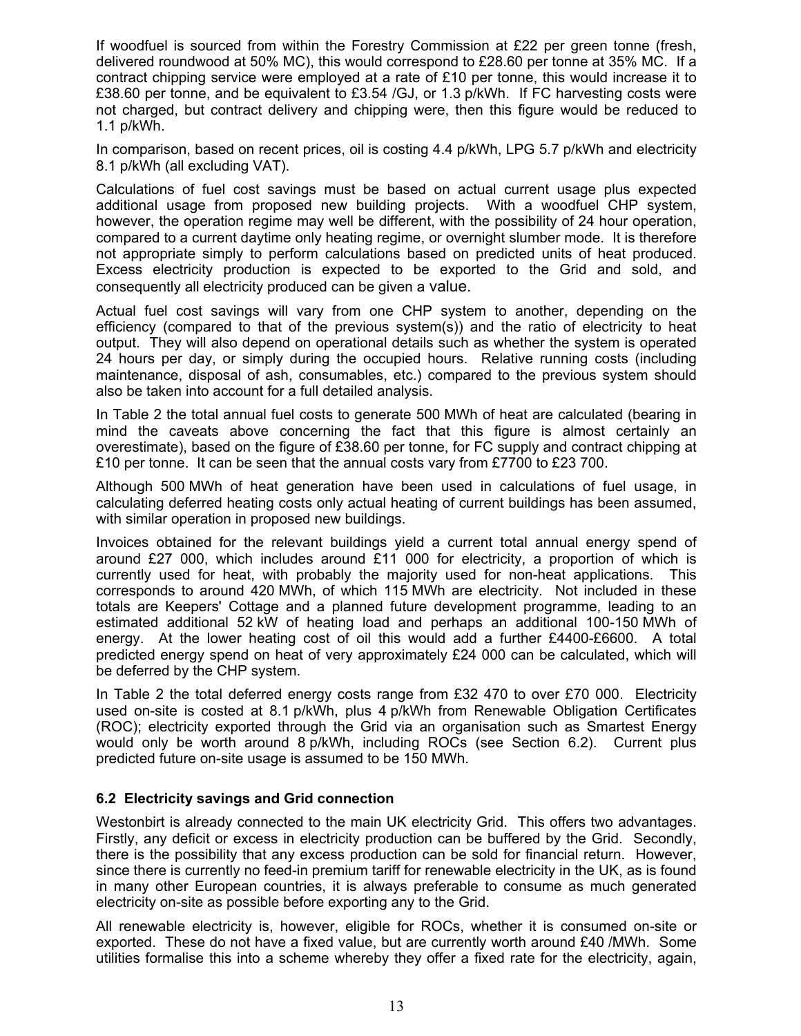If woodfuel is sourced from within the Forestry Commission at £22 per green tonne (fresh, delivered roundwood at 50% MC), this would correspond to £28.60 per tonne at 35% MC. If a contract chipping service were employed at a rate of £10 per tonne, this would increase it to £38.60 per tonne, and be equivalent to £3.54 /GJ, or 1.3 p/kWh. If FC harvesting costs were not charged, but contract delivery and chipping were, then this figure would be reduced to 1.1 p/kWh.

In comparison, based on recent prices, oil is costing 4.4 p/kWh, LPG 5.7 p/kWh and electricity 8.1 p/kWh (all excluding VAT).

Calculations of fuel cost savings must be based on actual current usage plus expected additional usage from proposed new building projects. With a woodfuel CHP system, however, the operation regime may well be different, with the possibility of 24 hour operation, compared to a current daytime only heating regime, or overnight slumber mode. It is therefore not appropriate simply to perform calculations based on predicted units of heat produced. Excess electricity production is expected to be exported to the Grid and sold, and consequently all electricity produced can be given a value.

Actual fuel cost savings will vary from one CHP system to another, depending on the efficiency (compared to that of the previous system(s)) and the ratio of electricity to heat output. They will also depend on operational details such as whether the system is operated 24 hours per day, or simply during the occupied hours. Relative running costs (including maintenance, disposal of ash, consumables, etc.) compared to the previous system should also be taken into account for a full detailed analysis.

In Table 2 the total annual fuel costs to generate 500 MWh of heat are calculated (bearing in mind the caveats above concerning the fact that this figure is almost certainly an overestimate), based on the figure of £38.60 per tonne, for FC supply and contract chipping at £10 per tonne. It can be seen that the annual costs vary from £7700 to £23 700.

Although 500 MWh of heat generation have been used in calculations of fuel usage, in calculating deferred heating costs only actual heating of current buildings has been assumed, with similar operation in proposed new buildings.

Invoices obtained for the relevant buildings yield a current total annual energy spend of around £27 000, which includes around £11 000 for electricity, a proportion of which is currently used for heat, with probably the majority used for non-heat applications. This corresponds to around 420 MWh, of which 115 MWh are electricity. Not included in these totals are Keepers' Cottage and a planned future development programme, leading to an estimated additional 52 kW of heating load and perhaps an additional 100-150 MWh of energy. At the lower heating cost of oil this would add a further £4400-£6600. A total predicted energy spend on heat of very approximately £24 000 can be calculated, which will be deferred by the CHP system.

In Table 2 the total deferred energy costs range from £32 470 to over £70 000. Electricity used on-site is costed at 8.1 p/kWh, plus 4 p/kWh from Renewable Obligation Certificates (ROC); electricity exported through the Grid via an organisation such as Smartest Energy would only be worth around 8 p/kWh, including ROCs (see Section 6.2). Current plus predicted future on-site usage is assumed to be 150 MWh.

### 6.2 Electricity savings and Grid connection

Westonbirt is already connected to the main UK electricity Grid. This offers two advantages. Firstly, any deficit or excess in electricity production can be buffered by the Grid. Secondly, there is the possibility that any excess production can be sold for financial return. However, since there is currently no feed-in premium tariff for renewable electricity in the UK, as is found in many other European countries, it is always preferable to consume as much generated electricity on-site as possible before exporting any to the Grid.

All renewable electricity is, however, eligible for ROCs, whether it is consumed on-site or exported. These do not have a fixed value, but are currently worth around £40 /MWh. Some utilities formalise this into a scheme whereby they offer a fixed rate for the electricity, again,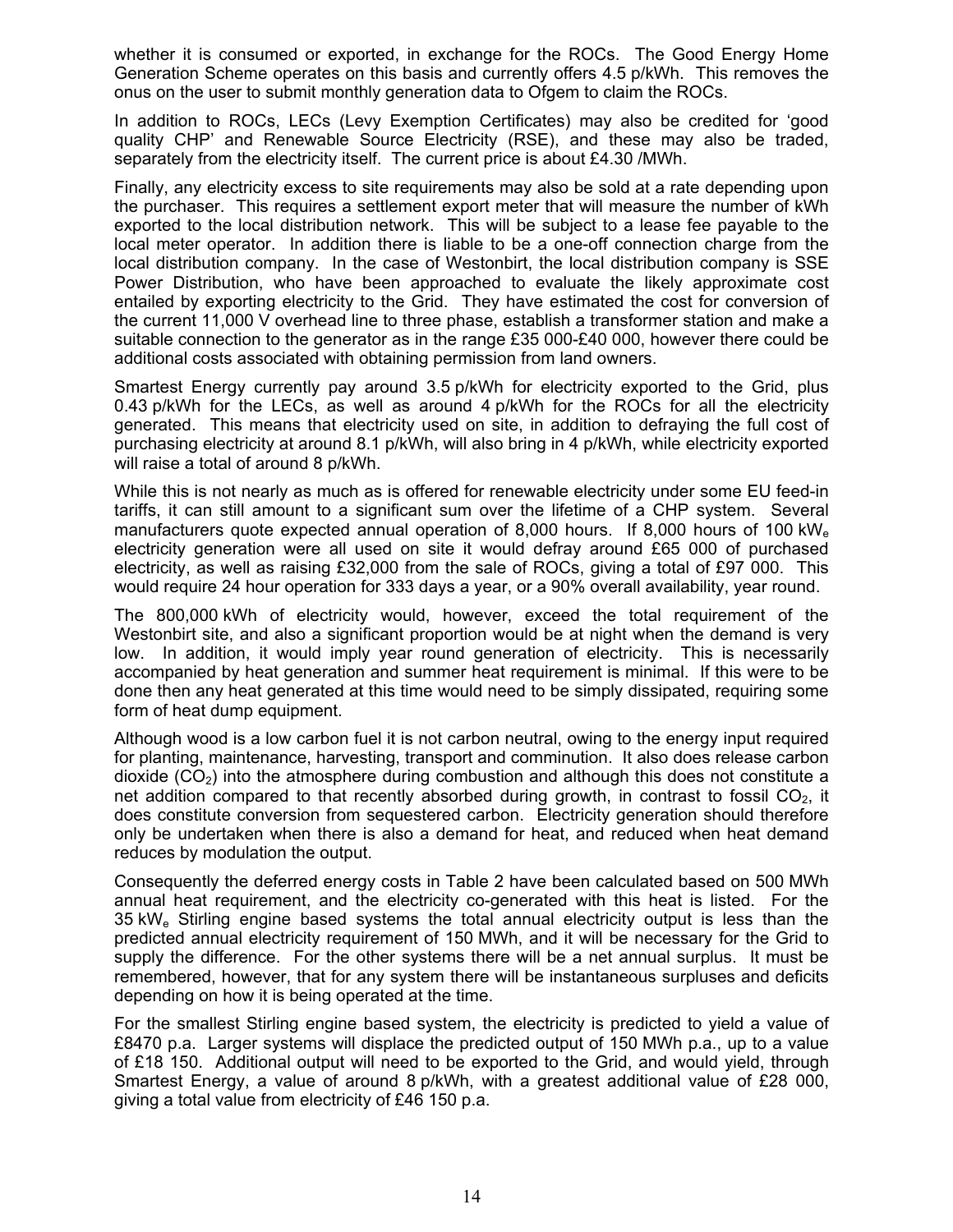whether it is consumed or exported, in exchange for the ROCs. The Good Energy Home Generation Scheme operates on this basis and currently offers 4.5 p/kWh. This removes the onus on the user to submit monthly generation data to Ofgem to claim the ROCs.

In addition to ROCs, LECs (Levy Exemption Certificates) may also be credited for 'good quality CHP' and Renewable Source Electricity (RSE), and these may also be traded, separately from the electricity itself. The current price is about £4.30 /MWh.

Finally, any electricity excess to site requirements may also be sold at a rate depending upon the purchaser. This requires a settlement export meter that will measure the number of kWh exported to the local distribution network. This will be subject to a lease fee payable to the local meter operator. In addition there is liable to be a one-off connection charge from the local distribution company. In the case of Westonbirt, the local distribution company is SSE Power Distribution, who have been approached to evaluate the likely approximate cost entailed by exporting electricity to the Grid. They have estimated the cost for conversion of the current 11,000 V overhead line to three phase, establish a transformer station and make a suitable connection to the generator as in the range £35 000-£40 000, however there could be additional costs associated with obtaining permission from land owners.

Smartest Energy currently pay around 3.5 p/kWh for electricity exported to the Grid, plus 0.43 p/kWh for the LECs, as well as around 4 p/kWh for the ROCs for all the electricity generated. This means that electricity used on site, in addition to defraying the full cost of purchasing electricity at around 8.1 p/kWh, will also bring in 4 p/kWh, while electricity exported will raise a total of around 8 p/kWh.

While this is not nearly as much as is offered for renewable electricity under some EU feed-in tariffs, it can still amount to a significant sum over the lifetime of a CHP system. Several manufacturers quote expected annual operation of 8,000 hours. If 8,000 hours of 100 $kW_e$ electricity generation were all used on site it would defray around £65 000 of purchased electricity, as well as raising £32,000 from the sale of ROCs, giving a total of £97 000. This would require 24 hour operation for 333 days a year, or a 90% overall availability, year round.

The 800,000 kWh of electricity would, however, exceed the total requirement of the Westonbirt site, and also a significant proportion would be at night when the demand is very low. In addition, it would imply year round generation of electricity. This is necessarily accompanied by heat generation and summer heat requirement is minimal. If this were to be done then any heat generated at this time would need to be simply dissipated, requiring some form of heat dump equipment.

Although wood is a low carbon fuel it is not carbon neutral, owing to the energy input required for planting, maintenance, harvesting, transport and comminution. It also does release carbon dioxide ($CO_2$) into the atmosphere during combustion and although this does not constitute a net addition compared to that recently absorbed during growth, in contrast to fossil $CO_2$, it does constitute conversion from sequestered carbon. Electricity generation should therefore only be undertaken when there is also a demand for heat, and reduced when heat demand reduces by modulation the output.

Consequently the deferred energy costs in Table 2 have been calculated based on 500 MWh annual heat requirement, and the electricity co-generated with this heat is listed. For the 35 $kW_e$ Stirling engine based systems the total annual electricity output is less than the predicted annual electricity requirement of 150 MWh, and it will be necessary for the Grid to supply the difference. For the other systems there will be a net annual surplus. It must be remembered, however, that for any system there will be instantaneous surpluses and deficits depending on how it is being operated at the time.

For the smallest Stirling engine based system, the electricity is predicted to yield a value of £8470 p.a. Larger systems will displace the predicted output of 150 MWh p.a., up to a value of £18 150. Additional output will need to be exported to the Grid, and would yield, through Smartest Energy, a value of around 8 p/kWh, with a greatest additional value of £28 000, giving a total value from electricity of £46 150 p.a.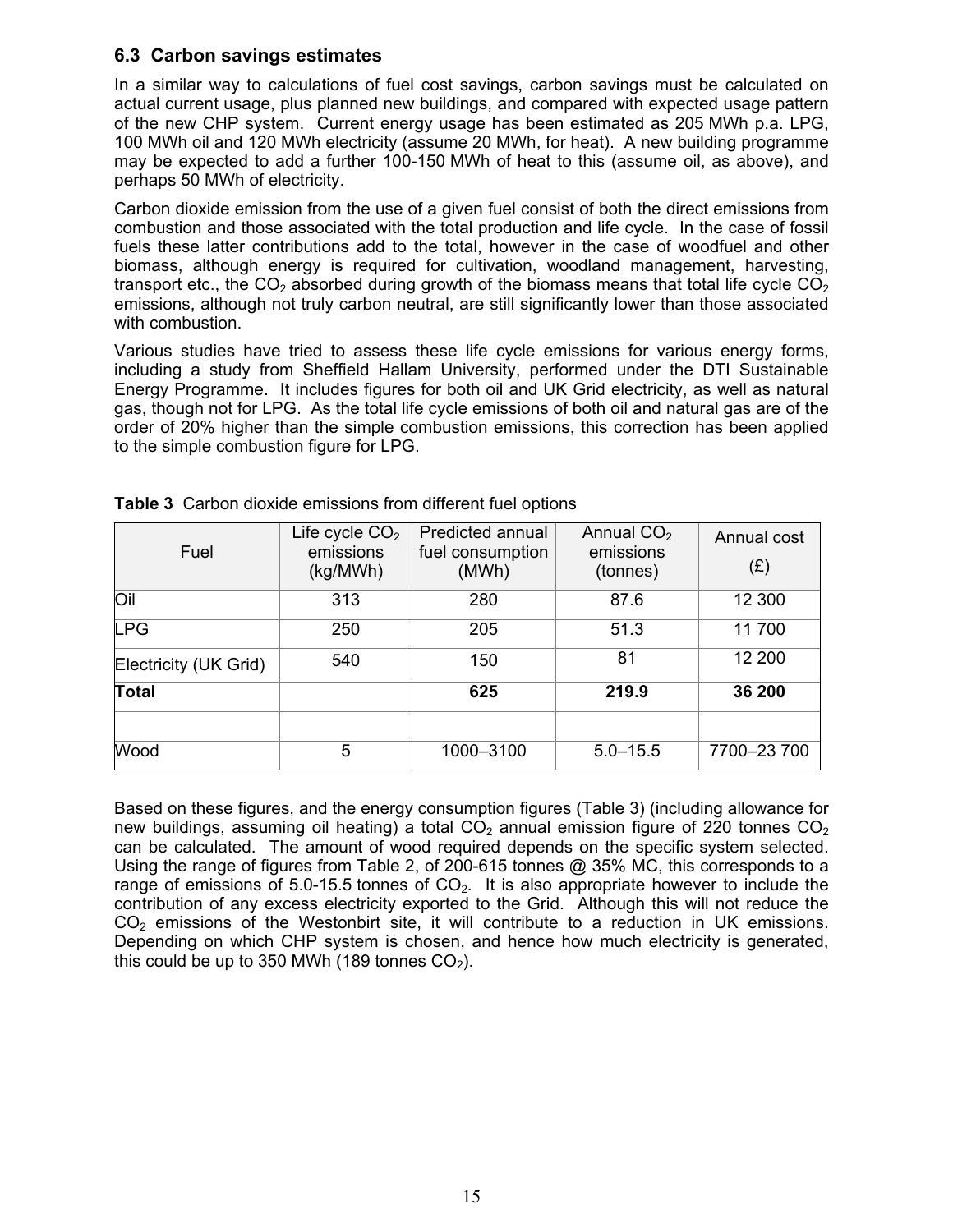### 6.3 Carbon savings estimates

In a similar way to calculations of fuel cost savings, carbon savings must be calculated on actual current usage, plus planned new buildings, and compared with expected usage pattern of the new CHP system. Current energy usage has been estimated as 205 MWh p.a. LPG, 100 MWh oil and 120 MWh electricity (assume 20 MWh, for heat). A new building programme may be expected to add a further 100-150 MWh of heat to this (assume oil, as above), and perhaps 50 MWh of electricity.

Carbon dioxide emission from the use of a given fuel consist of both the direct emissions from combustion and those associated with the total production and life cycle. In the case of fossil fuels these latter contributions add to the total, however in the case of woodfuel and other biomass, although energy is required for cultivation, woodland management, harvesting, transport etc., the $CO_2$ absorbed during growth of the biomass means that total life cycle $CO_2$ emissions, although not truly carbon neutral, are still significantly lower than those associated with combustion.

Various studies have tried to assess these life cycle emissions for various energy forms, including a study from Sheffield Hallam University, performed under the DTI Sustainable Energy Programme. It includes figures for both oil and UK Grid electricity, as well as natural gas, though not for LPG. As the total life cycle emissions of both oil and natural gas are of the order of 20% higher than the simple combustion emissions, this correction has been applied to the simple combustion figure for LPG.

**Table 3** Carbon dioxide emissions from different fuel options

| Fuel | Life cycle $CO_2$ emissions (kg/MWh) | Predicted annual fuel consumption (MWh) | Annual $CO_2$ emissions (tonnes) | Annual cost (£) |
|---|---|---|---|---|
| Oil | 313 | 280 | 87.6 | 12 300 |
| LPG | 250 | 205 | 51.3 | 11 700 |
| Electricity (UK Grid) | 540 | 150 | 81 | 12 200 |
| **Total** | | **625** | **219.9** | **36 200** |
| | | | | |
| Wood | 5 | 1000–3100 | 5.0–15.5 | 7700–23 700 |

Based on these figures, and the energy consumption figures (Table 3) (including allowance for new buildings, assuming oil heating) a total $CO_2$ annual emission figure of 220 tonnes $CO_2$ can be calculated. The amount of wood required depends on the specific system selected. Using the range of figures from Table 2, of 200-615 tonnes @ 35% MC, this corresponds to a range of emissions of 5.0-15.5 tonnes of $CO_2$. It is also appropriate however to include the contribution of any excess electricity exported to the Grid. Although this will not reduce the $CO_2$ emissions of the Westonbirt site, it will contribute to a reduction in UK emissions. Depending on which CHP system is chosen, and hence how much electricity is generated, this could be up to 350 MWh (189 tonnes $CO_2$).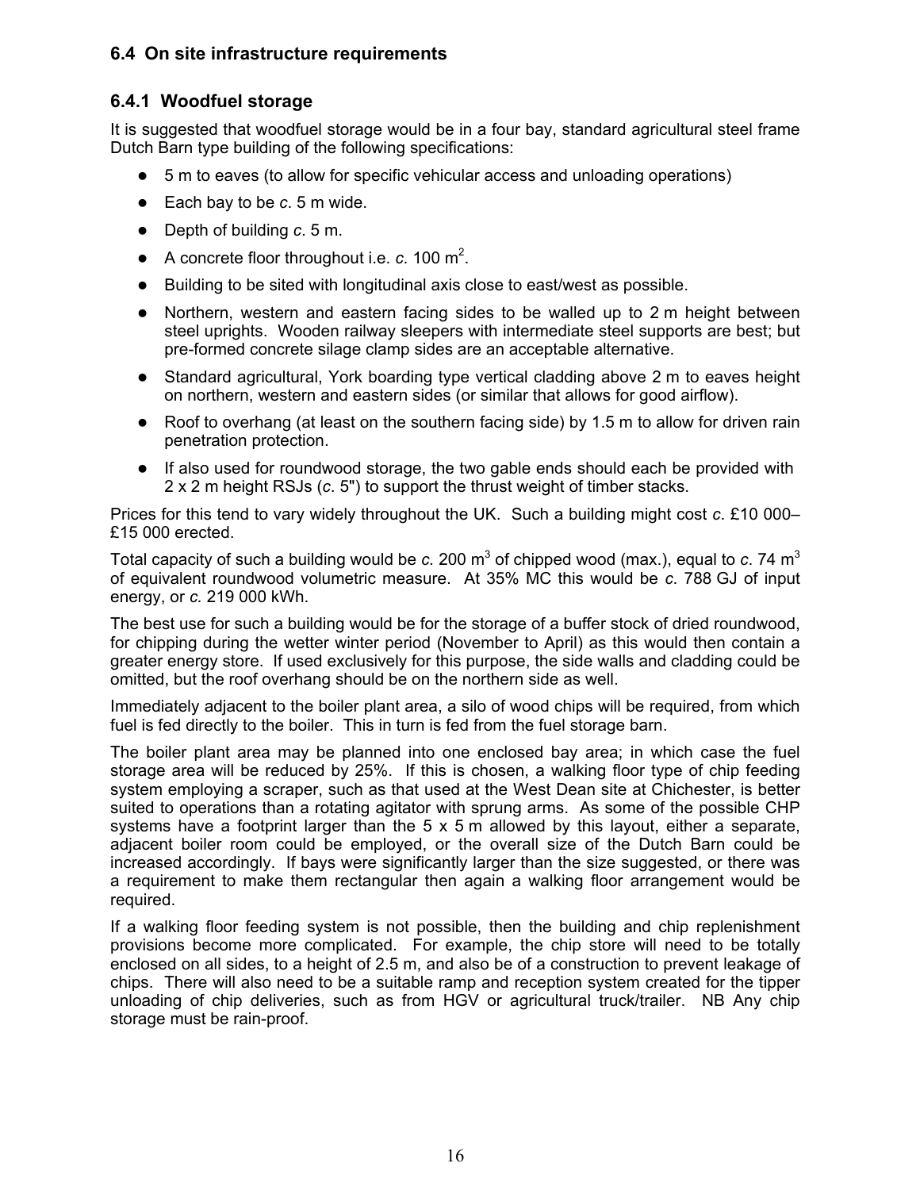### 6.4 On site infrastructure requirements

### 6.4.1 Woodfuel storage

It is suggested that woodfuel storage would be in a four bay, standard agricultural steel frame Dutch Barn type building of the following specifications:

- 5 m to eaves (to allow for specific vehicular access and unloading operations)
- Each bay to be *c*. 5 m wide.
- Depth of building *c*. 5 m.
- A concrete floor throughout i.e. *c*. 100 $m^2$.
- Building to be sited with longitudinal axis close to east/west as possible.
- Northern, western and eastern facing sides to be walled up to 2 m height between steel uprights. Wooden railway sleepers with intermediate steel supports are best; but pre-formed concrete silage clamp sides are an acceptable alternative.
- Standard agricultural, York boarding type vertical cladding above 2 m to eaves height on northern, western and eastern sides (or similar that allows for good airflow).
- Roof to overhang (at least on the southern facing side) by 1.5 m to allow for driven rain penetration protection.
- If also used for roundwood storage, the two gable ends should each be provided with 2 x 2 m height RSJs (*c*. 5") to support the thrust weight of timber stacks.

Prices for this tend to vary widely throughout the UK. Such a building might cost *c*. £10 000–£15 000 erected.

Total capacity of such a building would be *c*. 200 $m^3$ of chipped wood (max.), equal to *c*. 74 $m^3$ of equivalent roundwood volumetric measure. At 35% MC this would be *c*. 788 GJ of input energy, or *c*. 219 000 kWh.

The best use for such a building would be for the storage of a buffer stock of dried roundwood, for chipping during the wetter winter period (November to April) as this would then contain a greater energy store. If used exclusively for this purpose, the side walls and cladding could be omitted, but the roof overhang should be on the northern side as well.

Immediately adjacent to the boiler plant area, a silo of wood chips will be required, from which fuel is fed directly to the boiler. This in turn is fed from the fuel storage barn.

The boiler plant area may be planned into one enclosed bay area; in which case the fuel storage area will be reduced by 25%. If this is chosen, a walking floor type of chip feeding system employing a scraper, such as that used at the West Dean site at Chichester, is better suited to operations than a rotating agitator with sprung arms. As some of the possible CHP systems have a footprint larger than the 5 x 5 m allowed by this layout, either a separate, adjacent boiler room could be employed, or the overall size of the Dutch Barn could be increased accordingly. If bays were significantly larger than the size suggested, or there was a requirement to make them rectangular then again a walking floor arrangement would be required.

If a walking floor feeding system is not possible, then the building and chip replenishment provisions become more complicated. For example, the chip store will need to be totally enclosed on all sides, to a height of 2.5 m, and also be of a construction to prevent leakage of chips. There will also need to be a suitable ramp and reception system created for the tipper unloading of chip deliveries, such as from HGV or agricultural truck/trailer. NB Any chip storage must be rain-proof.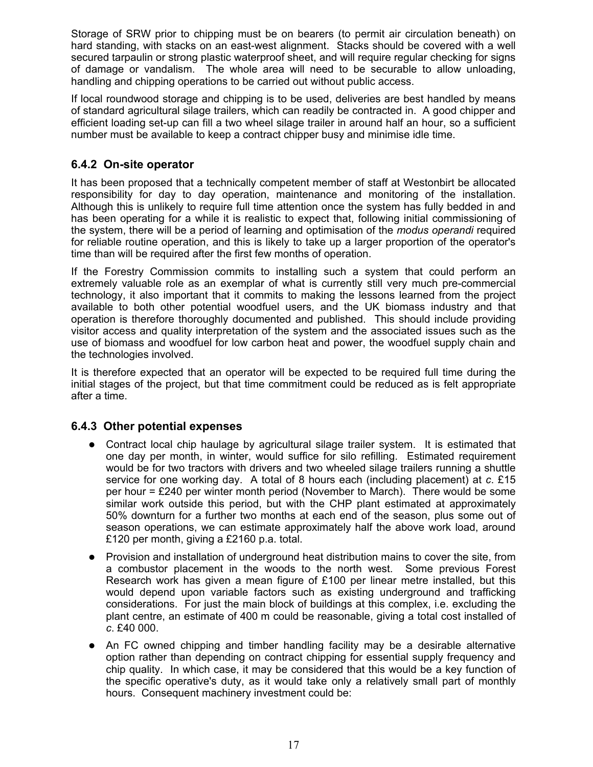Storage of SRW prior to chipping must be on bearers (to permit air circulation beneath) on hard standing, with stacks on an east-west alignment. Stacks should be covered with a well secured tarpaulin or strong plastic waterproof sheet, and will require regular checking for signs of damage or vandalism. The whole area will need to be securable to allow unloading, handling and chipping operations to be carried out without public access.

If local roundwood storage and chipping is to be used, deliveries are best handled by means of standard agricultural silage trailers, which can readily be contracted in. A good chipper and efficient loading set-up can fill a two wheel silage trailer in around half an hour, so a sufficient number must be available to keep a contract chipper busy and minimise idle time.

### 6.4.2 On-site operator

It has been proposed that a technically competent member of staff at Westonbirt be allocated responsibility for day to day operation, maintenance and monitoring of the installation. Although this is unlikely to require full time attention once the system has fully bedded in and has been operating for a while it is realistic to expect that, following initial commissioning of the system, there will be a period of learning and optimisation of the *modus operandi* required for reliable routine operation, and this is likely to take up a larger proportion of the operator's time than will be required after the first few months of operation.

If the Forestry Commission commits to installing such a system that could perform an extremely valuable role as an exemplar of what is currently still very much pre-commercial technology, it also important that it commits to making the lessons learned from the project available to both other potential woodfuel users, and the UK biomass industry and that operation is therefore thoroughly documented and published. This should include providing visitor access and quality interpretation of the system and the associated issues such as the use of biomass and woodfuel for low carbon heat and power, the woodfuel supply chain and the technologies involved.

It is therefore expected that an operator will be expected to be required full time during the initial stages of the project, but that time commitment could be reduced as is felt appropriate after a time.

### 6.4.3 Other potential expenses

- Contract local chip haulage by agricultural silage trailer system. It is estimated that one day per month, in winter, would suffice for silo refilling. Estimated requirement would be for two tractors with drivers and two wheeled silage trailers running a shuttle service for one working day. A total of 8 hours each (including placement) at *c*. £15 per hour = £240 per winter month period (November to March). There would be some similar work outside this period, but with the CHP plant estimated at approximately 50% downturn for a further two months at each end of the season, plus some out of season operations, we can estimate approximately half the above work load, around £120 per month, giving a £2160 p.a. total.
- Provision and installation of underground heat distribution mains to cover the site, from a combustor placement in the woods to the north west. Some previous Forest Research work has given a mean figure of £100 per linear metre installed, but this would depend upon variable factors such as existing underground and trafficking considerations. For just the main block of buildings at this complex, i.e. excluding the plant centre, an estimate of 400 m could be reasonable, giving a total cost installed of *c*. £40 000.
- An FC owned chipping and timber handling facility may be a desirable alternative option rather than depending on contract chipping for essential supply frequency and chip quality. In which case, it may be considered that this would be a key function of the specific operative's duty, as it would take only a relatively small part of monthly hours. Consequent machinery investment could be: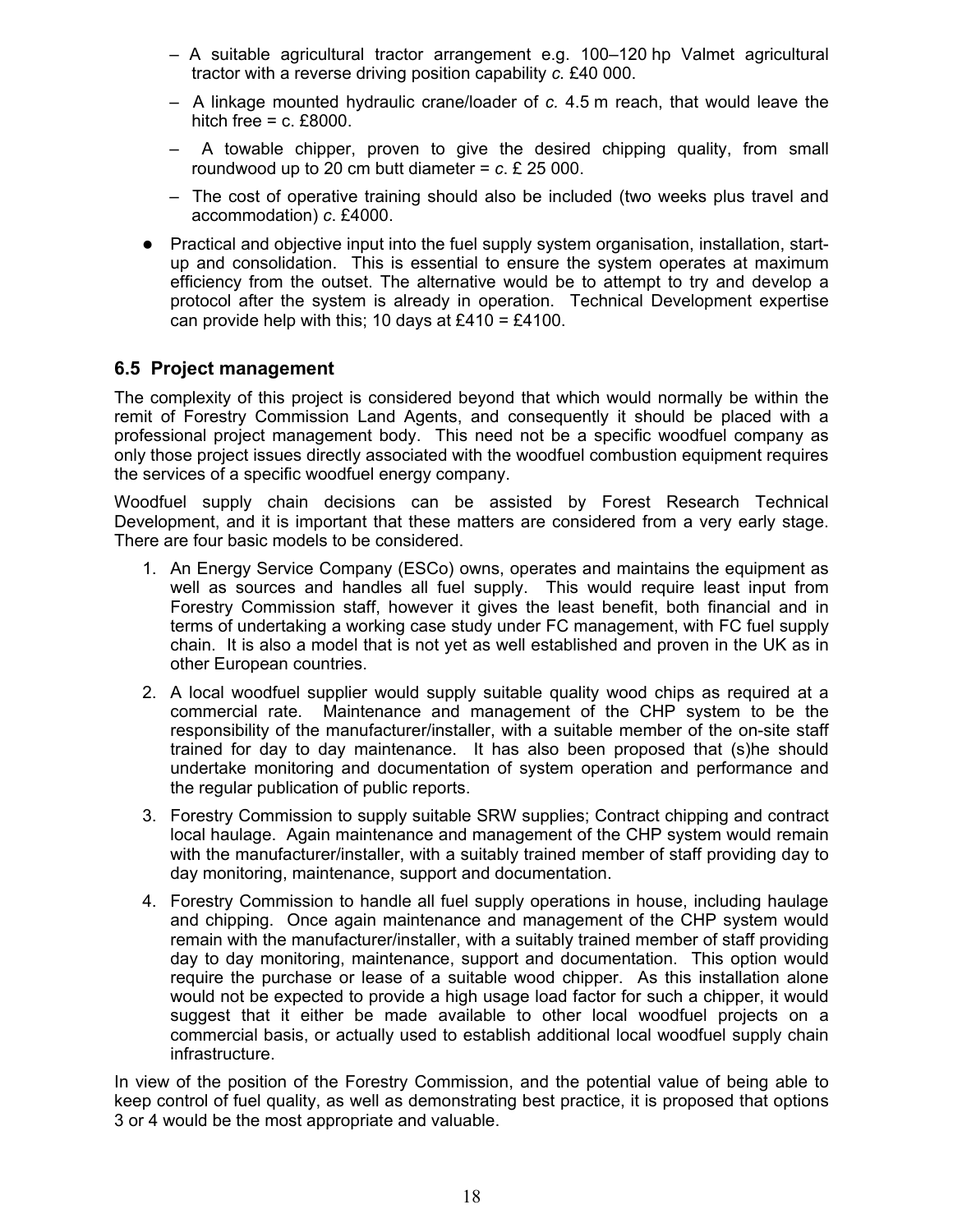- A suitable agricultural tractor arrangement e.g. 100–120 hp Valmet agricultural tractor with a reverse driving position capability *c.* £40 000.
- A linkage mounted hydraulic crane/loader of *c.* 4.5 m reach, that would leave the hitch free = c. £8000.
- A towable chipper, proven to give the desired chipping quality, from small roundwood up to 20 cm butt diameter = *c*. £ 25 000.
- The cost of operative training should also be included (two weeks plus travel and accommodation) *c*. £4000.

- Practical and objective input into the fuel supply system organisation, installation, start-up and consolidation. This is essential to ensure the system operates at maximum efficiency from the outset. The alternative would be to attempt to try and develop a protocol after the system is already in operation. Technical Development expertise can provide help with this; 10 days at £410 = £4100.

## 6.5 Project management

The complexity of this project is considered beyond that which would normally be within the remit of Forestry Commission Land Agents, and consequently it should be placed with a professional project management body. This need not be a specific woodfuel company as only those project issues directly associated with the woodfuel combustion equipment requires the services of a specific woodfuel energy company.

Woodfuel supply chain decisions can be assisted by Forest Research Technical Development, and it is important that these matters are considered from a very early stage. There are four basic models to be considered.

1. An Energy Service Company (ESCo) owns, operates and maintains the equipment as well as sources and handles all fuel supply. This would require least input from Forestry Commission staff, however it gives the least benefit, both financial and in terms of undertaking a working case study under FC management, with FC fuel supply chain. It is also a model that is not yet as well established and proven in the UK as in other European countries.
2. A local woodfuel supplier would supply suitable quality wood chips as required at a commercial rate. Maintenance and management of the CHP system to be the responsibility of the manufacturer/installer, with a suitable member of the on-site staff trained for day to day maintenance. It has also been proposed that (s)he should undertake monitoring and documentation of system operation and performance and the regular publication of public reports.
3. Forestry Commission to supply suitable SRW supplies; Contract chipping and contract local haulage. Again maintenance and management of the CHP system would remain with the manufacturer/installer, with a suitably trained member of staff providing day to day monitoring, maintenance, support and documentation.
4. Forestry Commission to handle all fuel supply operations in house, including haulage and chipping. Once again maintenance and management of the CHP system would remain with the manufacturer/installer, with a suitably trained member of staff providing day to day monitoring, maintenance, support and documentation. This option would require the purchase or lease of a suitable wood chipper. As this installation alone would not be expected to provide a high usage load factor for such a chipper, it would suggest that it either be made available to other local woodfuel projects on a commercial basis, or actually used to establish additional local woodfuel supply chain infrastructure.

In view of the position of the Forestry Commission, and the potential value of being able to keep control of fuel quality, as well as demonstrating best practice, it is proposed that options 3 or 4 would be the most appropriate and valuable.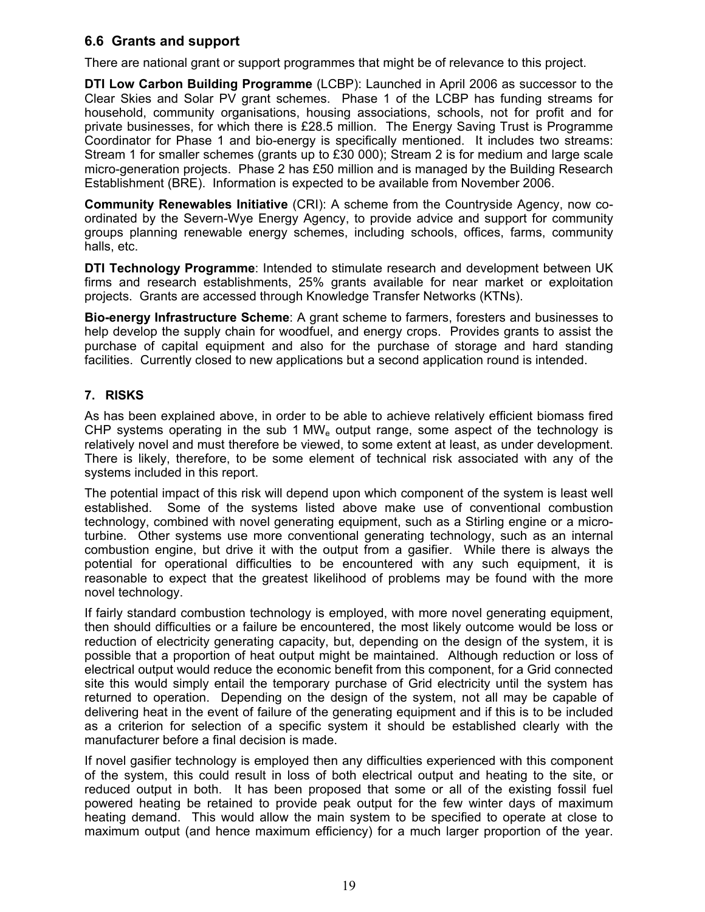## 6.6 Grants and support

There are national grant or support programmes that might be of relevance to this project.

**DTI Low Carbon Building Programme** (LCBP): Launched in April 2006 as successor to the Clear Skies and Solar PV grant schemes. Phase 1 of the LCBP has funding streams for household, community organisations, housing associations, schools, not for profit and for private businesses, for which there is £28.5 million. The Energy Saving Trust is Programme Coordinator for Phase 1 and bio-energy is specifically mentioned. It includes two streams: Stream 1 for smaller schemes (grants up to £30 000); Stream 2 is for medium and large scale micro-generation projects. Phase 2 has £50 million and is managed by the Building Research Establishment (BRE). Information is expected to be available from November 2006.

**Community Renewables Initiative** (CRI): A scheme from the Countryside Agency, now co-ordinated by the Severn-Wye Energy Agency, to provide advice and support for community groups planning renewable energy schemes, including schools, offices, farms, community halls, etc.

**DTI Technology Programme**: Intended to stimulate research and development between UK firms and research establishments, 25% grants available for near market or exploitation projects. Grants are accessed through Knowledge Transfer Networks (KTNs).

**Bio-energy Infrastructure Scheme**: A grant scheme to farmers, foresters and businesses to help develop the supply chain for woodfuel, and energy crops. Provides grants to assist the purchase of capital equipment and also for the purchase of storage and hard standing facilities. Currently closed to new applications but a second application round is intended.

# 7. RISKS

As has been explained above, in order to be able to achieve relatively efficient biomass fired CHP systems operating in the sub 1 $MW_e$ output range, some aspect of the technology is relatively novel and must therefore be viewed, to some extent at least, as under development. There is likely, therefore, to be some element of technical risk associated with any of the systems included in this report.

The potential impact of this risk will depend upon which component of the system is least well established. Some of the systems listed above make use of conventional combustion technology, combined with novel generating equipment, such as a Stirling engine or a micro-turbine. Other systems use more conventional generating technology, such as an internal combustion engine, but drive it with the output from a gasifier. While there is always the potential for operational difficulties to be encountered with any such equipment, it is reasonable to expect that the greatest likelihood of problems may be found with the more novel technology.

If fairly standard combustion technology is employed, with more novel generating equipment, then should difficulties or a failure be encountered, the most likely outcome would be loss or reduction of electricity generating capacity, but, depending on the design of the system, it is possible that a proportion of heat output might be maintained. Although reduction or loss of electrical output would reduce the economic benefit from this component, for a Grid connected site this would simply entail the temporary purchase of Grid electricity until the system has returned to operation. Depending on the design of the system, not all may be capable of delivering heat in the event of failure of the generating equipment and if this is to be included as a criterion for selection of a specific system it should be established clearly with the manufacturer before a final decision is made.

If novel gasifier technology is employed then any difficulties experienced with this component of the system, this could result in loss of both electrical output and heating to the site, or reduced output in both. It has been proposed that some or all of the existing fossil fuel powered heating be retained to provide peak output for the few winter days of maximum heating demand. This would allow the main system to be specified to operate at close to maximum output (and hence maximum efficiency) for a much larger proportion of the year.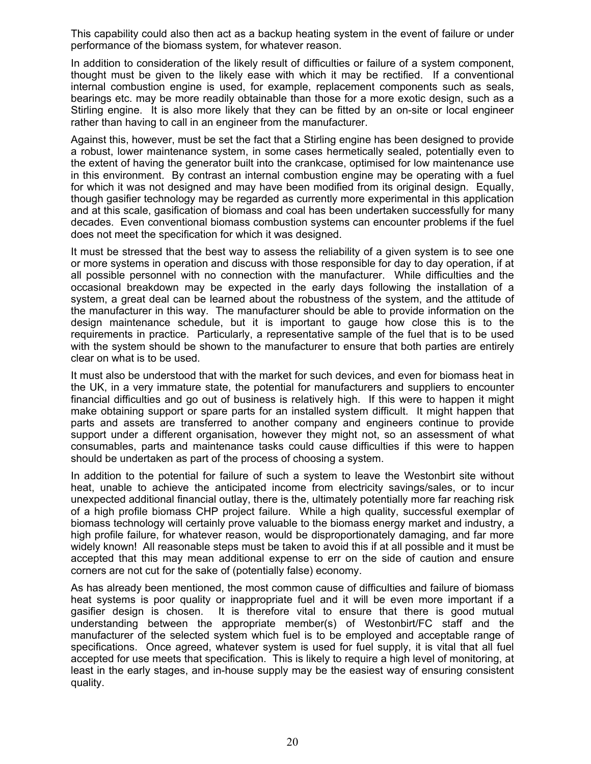This capability could also then act as a backup heating system in the event of failure or under performance of the biomass system, for whatever reason.

In addition to consideration of the likely result of difficulties or failure of a system component, thought must be given to the likely ease with which it may be rectified. If a conventional internal combustion engine is used, for example, replacement components such as seals, bearings etc. may be more readily obtainable than those for a more exotic design, such as a Stirling engine. It is also more likely that they can be fitted by an on-site or local engineer rather than having to call in an engineer from the manufacturer.

Against this, however, must be set the fact that a Stirling engine has been designed to provide a robust, lower maintenance system, in some cases hermetically sealed, potentially even to the extent of having the generator built into the crankcase, optimised for low maintenance use in this environment. By contrast an internal combustion engine may be operating with a fuel for which it was not designed and may have been modified from its original design. Equally, though gasifier technology may be regarded as currently more experimental in this application and at this scale, gasification of biomass and coal has been undertaken successfully for many decades. Even conventional biomass combustion systems can encounter problems if the fuel does not meet the specification for which it was designed.

It must be stressed that the best way to assess the reliability of a given system is to see one or more systems in operation and discuss with those responsible for day to day operation, if at all possible personnel with no connection with the manufacturer. While difficulties and the occasional breakdown may be expected in the early days following the installation of a system, a great deal can be learned about the robustness of the system, and the attitude of the manufacturer in this way. The manufacturer should be able to provide information on the design maintenance schedule, but it is important to gauge how close this is to the requirements in practice. Particularly, a representative sample of the fuel that is to be used with the system should be shown to the manufacturer to ensure that both parties are entirely clear on what is to be used.

It must also be understood that with the market for such devices, and even for biomass heat in the UK, in a very immature state, the potential for manufacturers and suppliers to encounter financial difficulties and go out of business is relatively high. If this were to happen it might make obtaining support or spare parts for an installed system difficult. It might happen that parts and assets are transferred to another company and engineers continue to provide support under a different organisation, however they might not, so an assessment of what consumables, parts and maintenance tasks could cause difficulties if this were to happen should be undertaken as part of the process of choosing a system.

In addition to the potential for failure of such a system to leave the Westonbirt site without heat, unable to achieve the anticipated income from electricity savings/sales, or to incur unexpected additional financial outlay, there is the, ultimately potentially more far reaching risk of a high profile biomass CHP project failure. While a high quality, successful exemplar of biomass technology will certainly prove valuable to the biomass energy market and industry, a high profile failure, for whatever reason, would be disproportionately damaging, and far more widely known! All reasonable steps must be taken to avoid this if at all possible and it must be accepted that this may mean additional expense to err on the side of caution and ensure corners are not cut for the sake of (potentially false) economy.

As has already been mentioned, the most common cause of difficulties and failure of biomass heat systems is poor quality or inappropriate fuel and it will be even more important if a gasifier design is chosen. It is therefore vital to ensure that there is good mutual understanding between the appropriate member(s) of Westonbirt/FC staff and the manufacturer of the selected system which fuel is to be employed and acceptable range of specifications. Once agreed, whatever system is used for fuel supply, it is vital that all fuel accepted for use meets that specification. This is likely to require a high level of monitoring, at least in the early stages, and in-house supply may be the easiest way of ensuring consistent quality.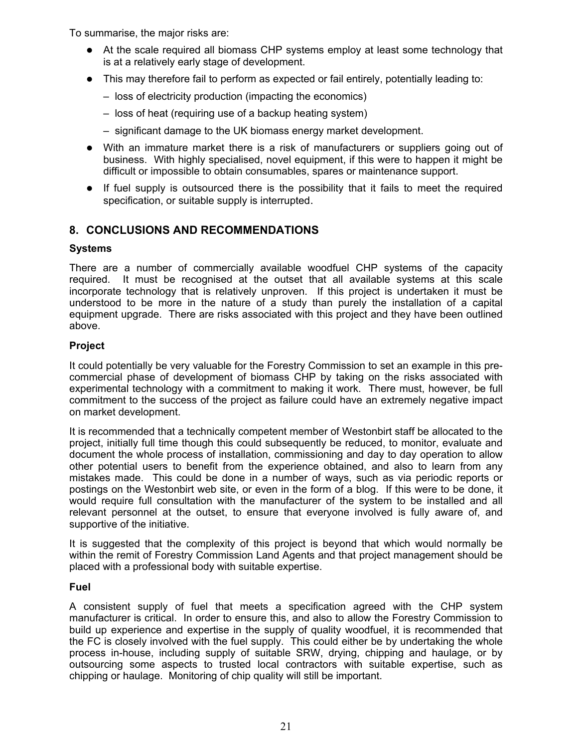To summarise, the major risks are:

- At the scale required all biomass CHP systems employ at least some technology that is at a relatively early stage of development.
- This may therefore fail to perform as expected or fail entirely, potentially leading to:
  - loss of electricity production (impacting the economics)
  - loss of heat (requiring use of a backup heating system)
  - significant damage to the UK biomass energy market development.
- With an immature market there is a risk of manufacturers or suppliers going out of business. With highly specialised, novel equipment, if this were to happen it might be difficult or impossible to obtain consumables, spares or maintenance support.
- If fuel supply is outsourced there is the possibility that it fails to meet the required specification, or suitable supply is interrupted.

## 8. CONCLUSIONS AND RECOMMENDATIONS

### Systems

There are a number of commercially available woodfuel CHP systems of the capacity required. It must be recognised at the outset that all available systems at this scale incorporate technology that is relatively unproven. If this project is undertaken it must be understood to be more in the nature of a study than purely the installation of a capital equipment upgrade. There are risks associated with this project and they have been outlined above.

### Project

It could potentially be very valuable for the Forestry Commission to set an example in this pre-commercial phase of development of biomass CHP by taking on the risks associated with experimental technology with a commitment to making it work. There must, however, be full commitment to the success of the project as failure could have an extremely negative impact on market development.

It is recommended that a technically competent member of Westonbirt staff be allocated to the project, initially full time though this could subsequently be reduced, to monitor, evaluate and document the whole process of installation, commissioning and day to day operation to allow other potential users to benefit from the experience obtained, and also to learn from any mistakes made. This could be done in a number of ways, such as via periodic reports or postings on the Westonbirt web site, or even in the form of a blog. If this were to be done, it would require full consultation with the manufacturer of the system to be installed and all relevant personnel at the outset, to ensure that everyone involved is fully aware of, and supportive of the initiative.

It is suggested that the complexity of this project is beyond that which would normally be within the remit of Forestry Commission Land Agents and that project management should be placed with a professional body with suitable expertise.

### Fuel

A consistent supply of fuel that meets a specification agreed with the CHP system manufacturer is critical. In order to ensure this, and also to allow the Forestry Commission to build up experience and expertise in the supply of quality woodfuel, it is recommended that the FC is closely involved with the fuel supply. This could either be by undertaking the whole process in-house, including supply of suitable SRW, drying, chipping and haulage, or by outsourcing some aspects to trusted local contractors with suitable expertise, such as chipping or haulage. Monitoring of chip quality will still be important.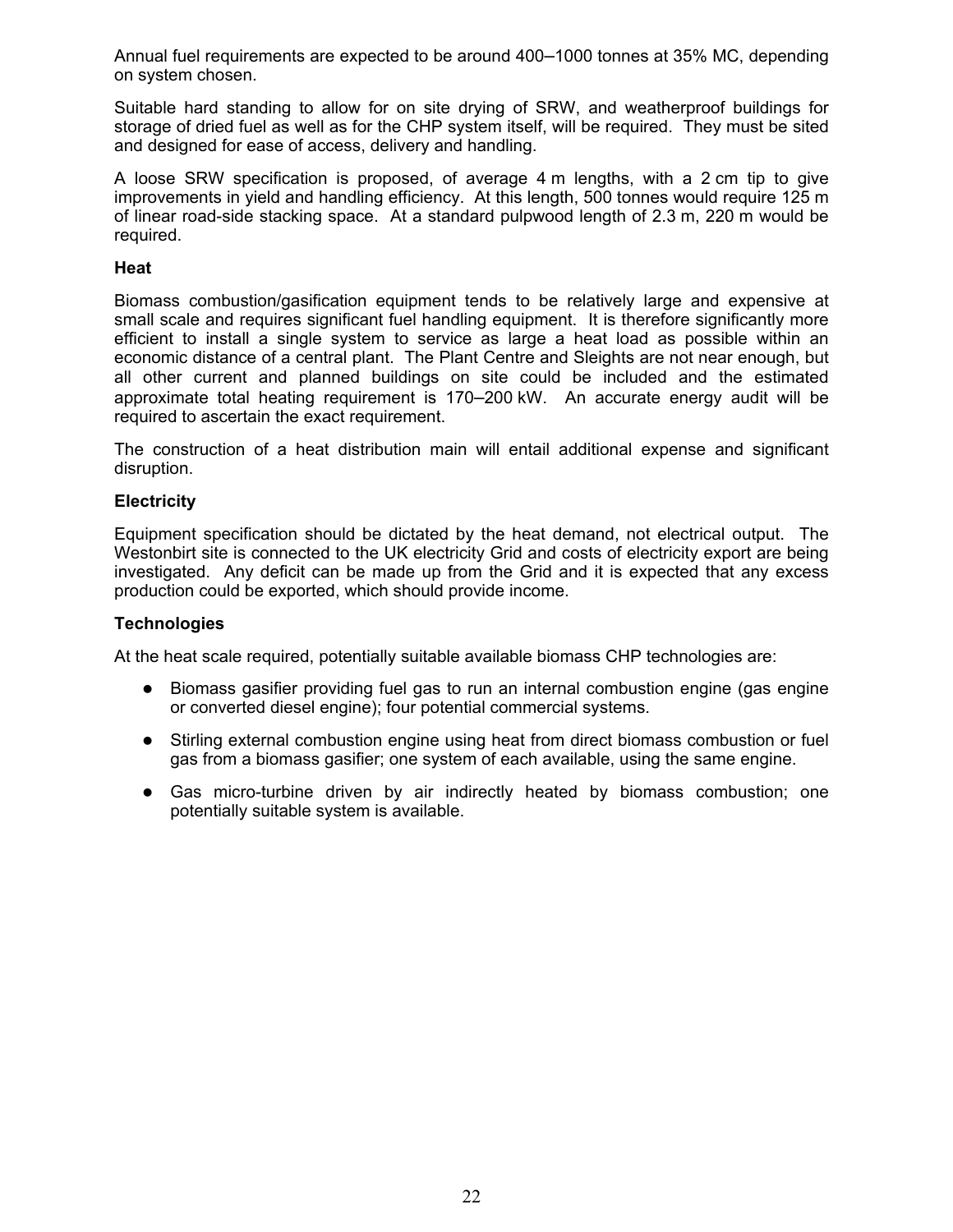Annual fuel requirements are expected to be around 400–1000 tonnes at 35% MC, depending on system chosen.

Suitable hard standing to allow for on site drying of SRW, and weatherproof buildings for storage of dried fuel as well as for the CHP system itself, will be required. They must be sited and designed for ease of access, delivery and handling.

A loose SRW specification is proposed, of average 4 m lengths, with a 2 cm tip to give improvements in yield and handling efficiency. At this length, 500 tonnes would require 125 m of linear road-side stacking space. At a standard pulpwood length of 2.3 m, 220 m would be required.

**Heat**

Biomass combustion/gasification equipment tends to be relatively large and expensive at small scale and requires significant fuel handling equipment. It is therefore significantly more efficient to install a single system to service as large a heat load as possible within an economic distance of a central plant. The Plant Centre and Sleights are not near enough, but all other current and planned buildings on site could be included and the estimated approximate total heating requirement is 170–200 kW. An accurate energy audit will be required to ascertain the exact requirement.

The construction of a heat distribution main will entail additional expense and significant disruption.

**Electricity**

Equipment specification should be dictated by the heat demand, not electrical output. The Westonbirt site is connected to the UK electricity Grid and costs of electricity export are being investigated. Any deficit can be made up from the Grid and it is expected that any excess production could be exported, which should provide income.

**Technologies**

At the heat scale required, potentially suitable available biomass CHP technologies are:

- Biomass gasifier providing fuel gas to run an internal combustion engine (gas engine or converted diesel engine); four potential commercial systems.
- Stirling external combustion engine using heat from direct biomass combustion or fuel gas from a biomass gasifier; one system of each available, using the same engine.
- Gas micro-turbine driven by air indirectly heated by biomass combustion; one potentially suitable system is available.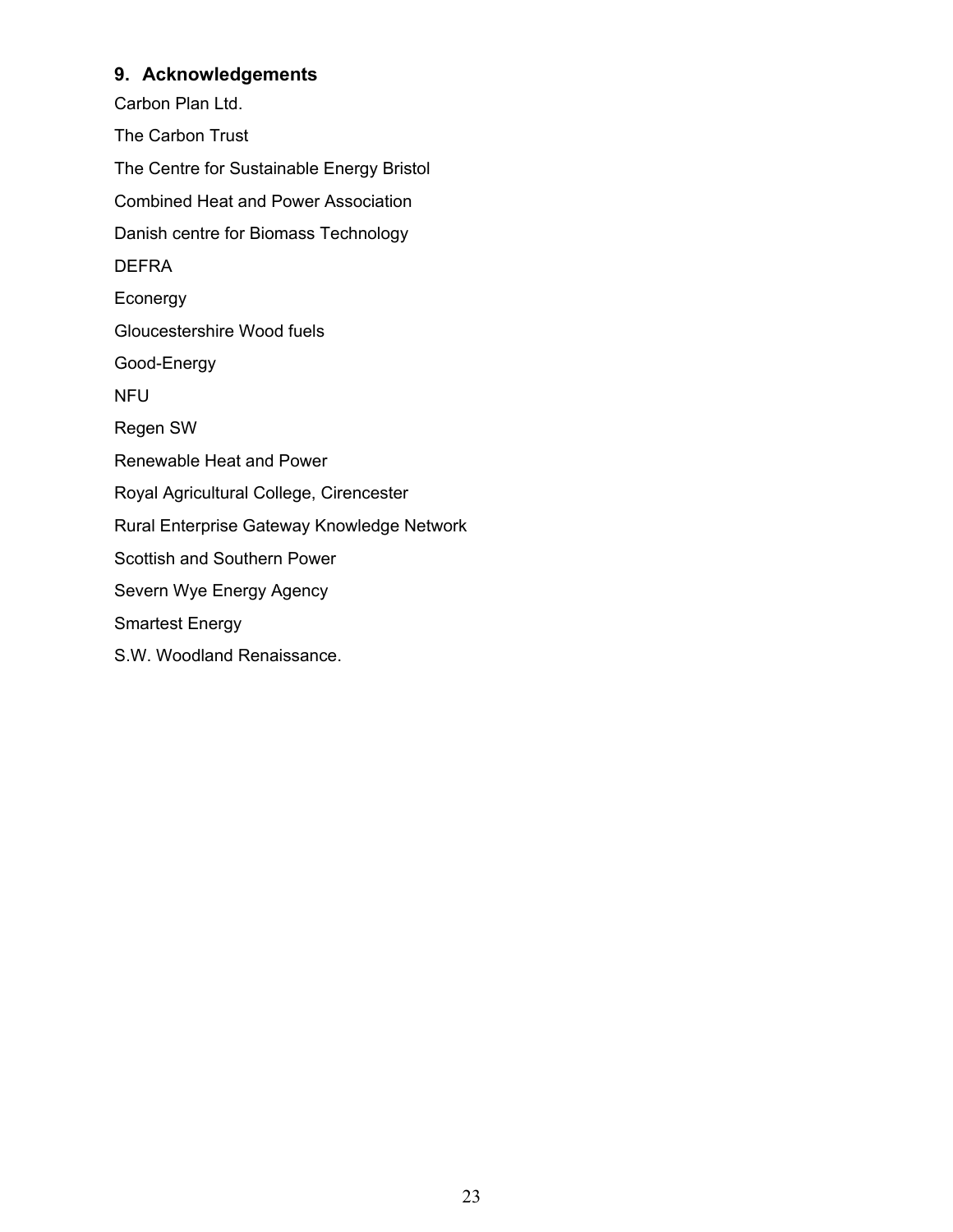## 9. Acknowledgements

Carbon Plan Ltd.

The Carbon Trust

The Centre for Sustainable Energy Bristol

Combined Heat and Power Association

Danish centre for Biomass Technology

DEFRA

Econergy

Gloucestershire Wood fuels

Good-Energy

NFU

Regen SW

Renewable Heat and Power

Royal Agricultural College, Cirencester

Rural Enterprise Gateway Knowledge Network

Scottish and Southern Power

Severn Wye Energy Agency

Smartest Energy

S.W. Woodland Renaissance.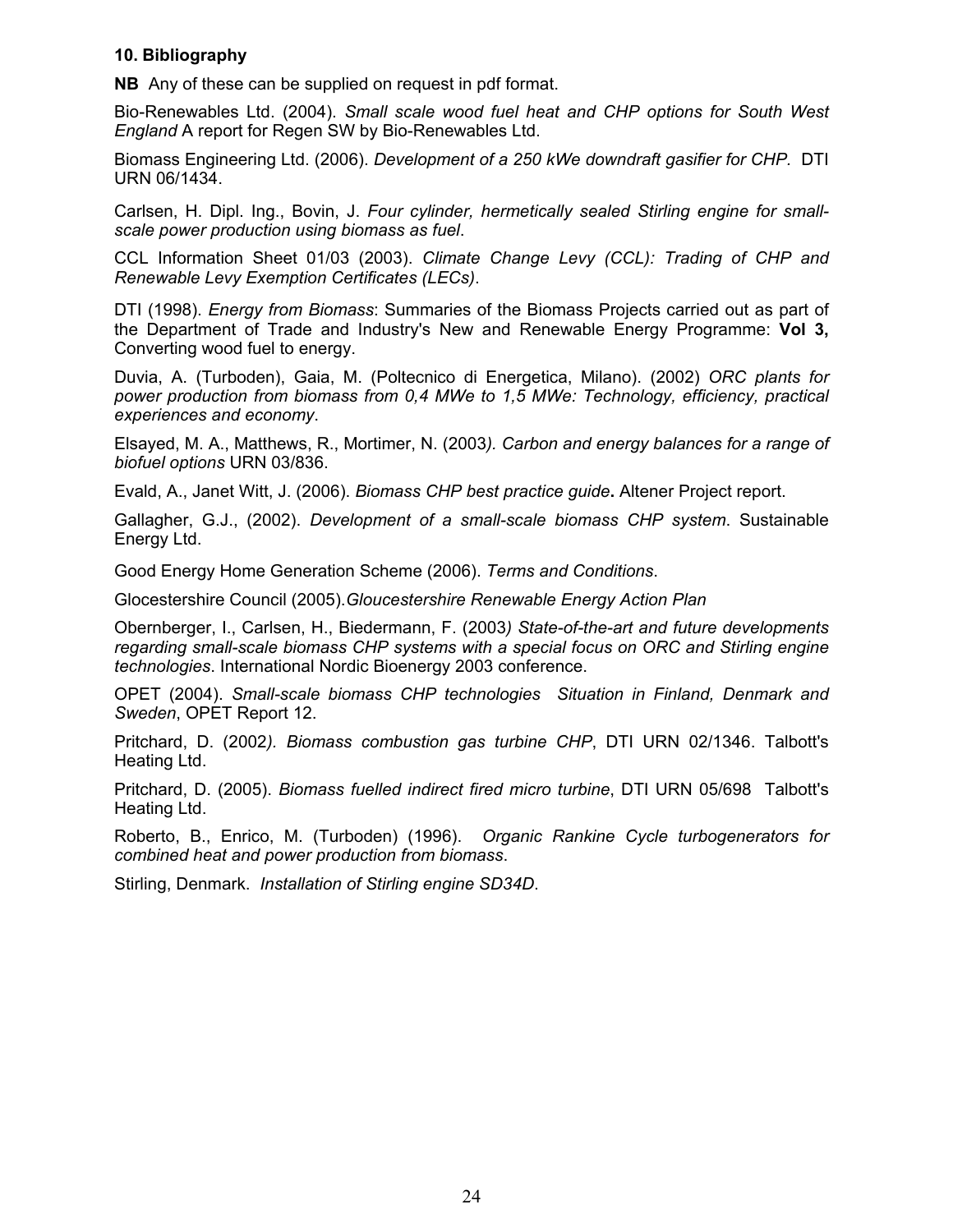### 10. Bibliography

**NB** Any of these can be supplied on request in pdf format.

Bio-Renewables Ltd. (2004). *Small scale wood fuel heat and CHP options for South West England* A report for Regen SW by Bio-Renewables Ltd.

Biomass Engineering Ltd. (2006). *Development of a 250 kWe downdraft gasifier for CHP.* DTI URN 06/1434.

Carlsen, H. Dipl. Ing., Bovin, J. *Four cylinder, hermetically sealed Stirling engine for small-scale power production using biomass as fuel*.

CCL Information Sheet 01/03 (2003). *Climate Change Levy (CCL): Trading of CHP and Renewable Levy Exemption Certificates (LECs)*.

DTI (1998). *Energy from Biomass*: Summaries of the Biomass Projects carried out as part of the Department of Trade and Industry's New and Renewable Energy Programme: **Vol 3,** Converting wood fuel to energy.

Duvia, A. (Turboden), Gaia, M. (Poltecnico di Energetica, Milano). (2002) *ORC plants for power production from biomass from 0,4 MWe to 1,5 MWe: Technology, efficiency, practical experiences and economy*.

Elsayed, M. A., Matthews, R., Mortimer, N. (2003*). Carbon and energy balances for a range of biofuel options* URN 03/836.

Evald, A., Janet Witt, J. (2006). *Biomass CHP best practice guide***.** Altener Project report.

Gallagher, G.J., (2002). *Development of a small-scale biomass CHP system*. Sustainable Energy Ltd.

Good Energy Home Generation Scheme (2006). *Terms and Conditions*.

Glocestershire Council (2005).*Gloucestershire Renewable Energy Action Plan*

Obernberger, I., Carlsen, H., Biedermann, F. (2003*) State-of-the-art and future developments regarding small-scale biomass CHP systems with a special focus on ORC and Stirling engine technologies*. International Nordic Bioenergy 2003 conference.

OPET (2004). *Small-scale biomass CHP technologies Situation in Finland, Denmark and Sweden*, OPET Report 12.

Pritchard, D. (2002*). Biomass combustion gas turbine CHP*, DTI URN 02/1346. Talbott's Heating Ltd.

Pritchard, D. (2005). *Biomass fuelled indirect fired micro turbine*, DTI URN 05/698 Talbott's Heating Ltd.

Roberto, B., Enrico, M. (Turboden) (1996). *Organic Rankine Cycle turbogenerators for combined heat and power production from biomass*.

Stirling, Denmark. *Installation of Stirling engine SD34D*.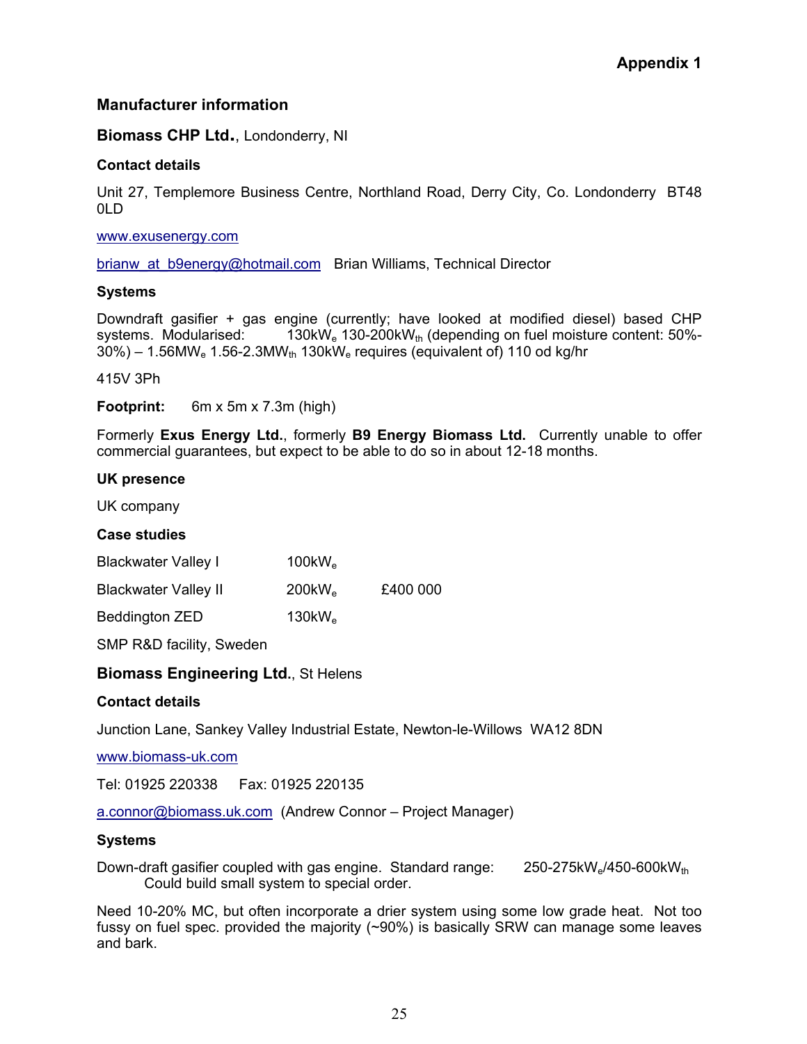# Appendix 1

## Manufacturer information

### **Biomass CHP Ltd.**, Londonderry, NI

**Contact details**

Unit 27, Templemore Business Centre, Northland Road, Derry City, Co. Londonderry BT48 0LD

www.exusenergy.com

brianw_at_b9energy@hotmail.com Brian Williams, Technical Director

**Systems**

Downdraft gasifier + gas engine (currently; have looked at modified diesel) based CHP systems. Modularised: 130kW$_e$ 130-200kW$_{th}$ (depending on fuel moisture content: 50%-30%) – 1.56MW$_e$ 1.56-2.3MW$_{th}$ 130kW$_e$ requires (equivalent of) 110 od kg/hr

415V 3Ph

**Footprint:** 6m x 5m x 7.3m (high)

Formerly **Exus Energy Ltd.**, formerly **B9 Energy Biomass Ltd.** Currently unable to offer commercial guarantees, but expect to be able to do so in about 12-18 months.

**UK presence**

UK company

**Case studies**

| | | |
|---|---|---|
| Blackwater Valley I | 100kW$_e$ | |
| Blackwater Valley II | 200kW$_e$ | £400 000 |
| Beddington ZED | 130kW$_e$ | |

SMP R&D facility, Sweden

### **Biomass Engineering Ltd.**, St Helens

**Contact details**

Junction Lane, Sankey Valley Industrial Estate, Newton-le-Willows WA12 8DN

www.biomass-uk.com

Tel: 01925 220338 Fax: 01925 220135

a.connor@biomass.uk.com (Andrew Connor – Project Manager)

**Systems**

Down-draft gasifier coupled with gas engine. Standard range: 250-275kW$_e$/450-600kW$_{th}$ Could build small system to special order.

Need 10-20% MC, but often incorporate a drier system using some low grade heat. Not too fussy on fuel spec. provided the majority (~90%) is basically SRW can manage some leaves and bark.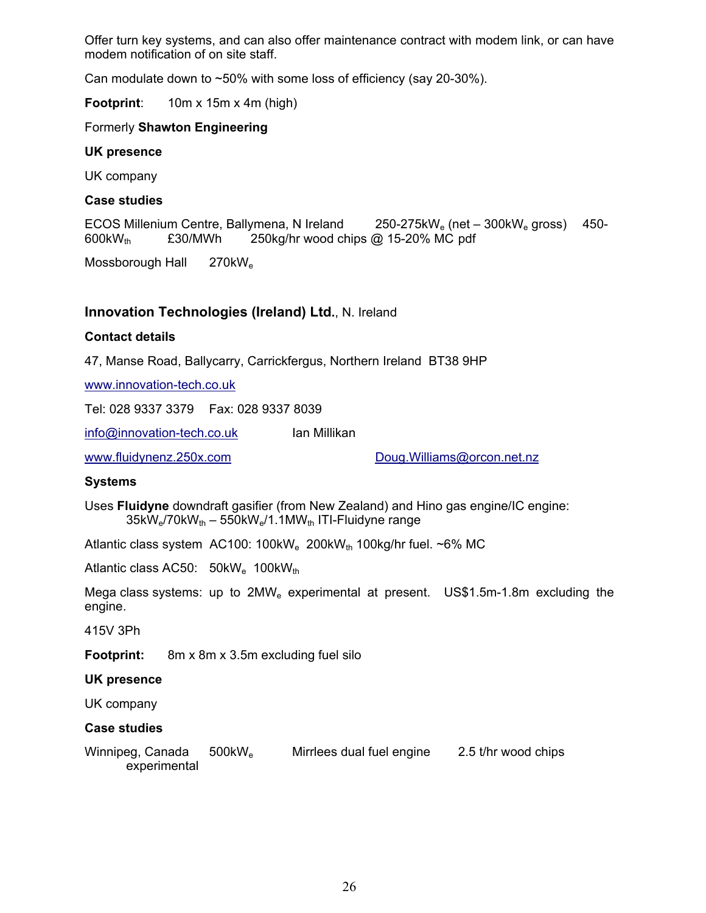Offer turn key systems, and can also offer maintenance contract with modem link, or can have modem notification of on site staff.

Can modulate down to ~50% with some loss of efficiency (say 20-30%).

**Footprint**: 10m x 15m x 4m (high)

Formerly **Shawton Engineering**

**UK presence**

UK company

**Case studies**

ECOS Millenium Centre, Ballymena, N Ireland 250-275kW$_e$ (net – 300kW$_e$ gross) 450-600kW$_{th}$ £30/MWh 250kg/hr wood chips @ 15-20% MC pdf

Mossborough Hall 270kW$_e$

### Innovation Technologies (Ireland) Ltd., N. Ireland

**Contact details**

47, Manse Road, Ballycarry, Carrickfergus, Northern Ireland BT38 9HP

www.innovation-tech.co.uk

Tel: 028 9337 3379 Fax: 028 9337 8039

info@innovation-tech.co.uk Ian Millikan

www.fluidynenz.250x.com Doug.Williams@orcon.net.nz

**Systems**

Uses **Fluidyne** downdraft gasifier (from New Zealand) and Hino gas engine/IC engine: 35kW$_e$/70kW$_{th}$ – 550kW$_e$/1.1MW$_{th}$ ITI-Fluidyne range

Atlantic class system AC100: 100kW$_e$ 200kW$_{th}$ 100kg/hr fuel. ~6% MC

Atlantic class AC50: 50kW$_e$ 100kW$_{th}$

Mega class systems: up to 2MW$_e$ experimental at present. US$1.5m-1.8m excluding the engine.

415V 3Ph

**Footprint:** 8m x 8m x 3.5m excluding fuel silo

**UK presence**

UK company

**Case studies**

Winnipeg, Canada 500kW$_e$ Mirrlees dual fuel engine 2.5 t/hr wood chips experimental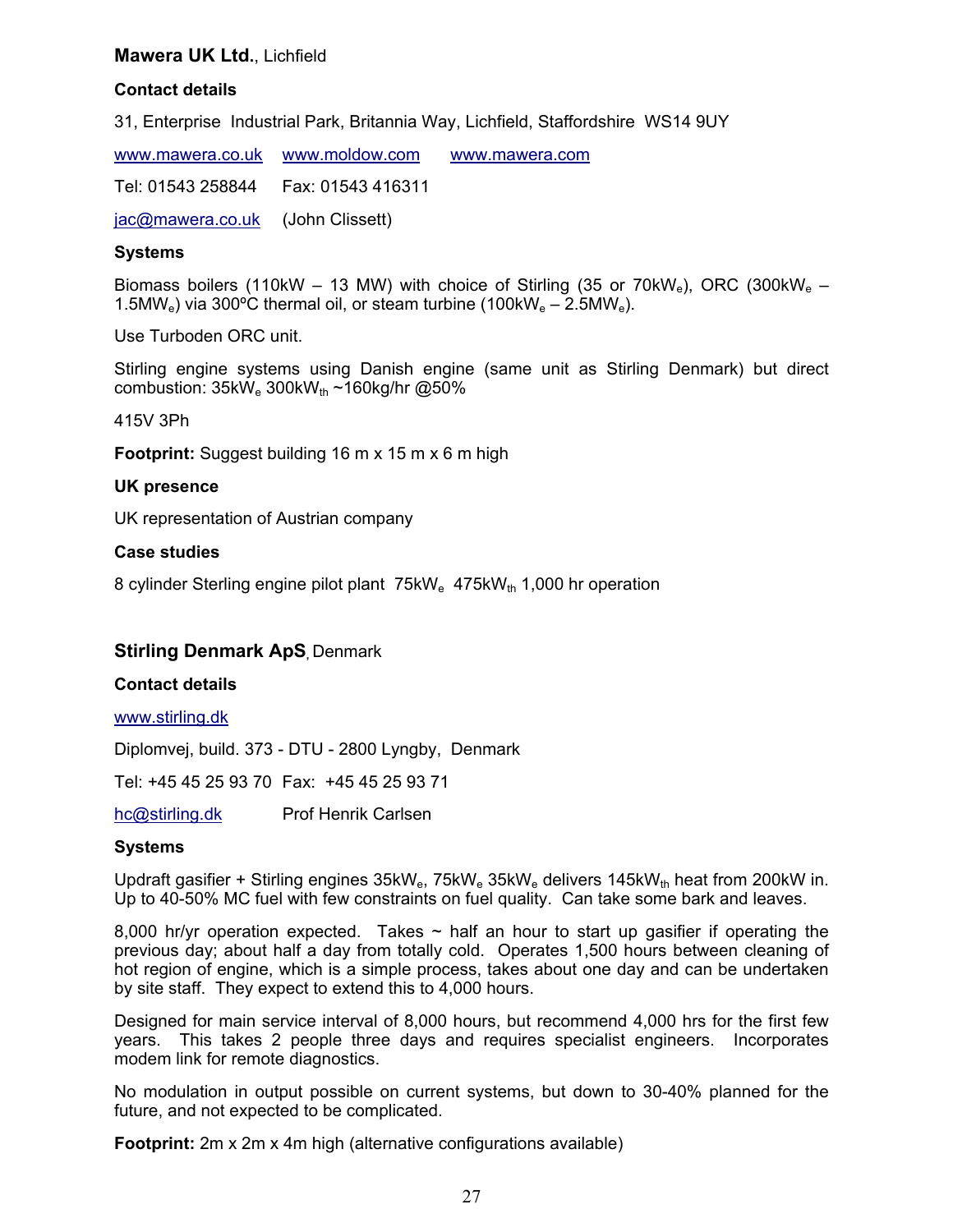## **Mawera UK Ltd.**, Lichfield

### Contact details

31, Enterprise Industrial Park, Britannia Way, Lichfield, Staffordshire WS14 9UY

www.mawera.co.uk www.moldow.com www.mawera.com

Tel: 01543 258844 Fax: 01543 416311

jac@mawera.co.uk (John Clissett)

### Systems

Biomass boilers (110kW – 13 MW) with choice of Stirling (35 or 70kW$_e$), ORC (300kW$_e$ – 1.5MW$_e$) via 300ºC thermal oil, or steam turbine (100kW$_e$ – 2.5MW$_e$).

Use Turboden ORC unit.

Stirling engine systems using Danish engine (same unit as Stirling Denmark) but direct combustion: 35kW$_e$ 300kW$_{th}$ ~160kg/hr @50%

415V 3Ph

**Footprint:** Suggest building 16 m x 15 m x 6 m high

### UK presence

UK representation of Austrian company

### Case studies

8 cylinder Sterling engine pilot plant 75kW$_e$ 475kW$_{th}$ 1,000 hr operation

## **Stirling Denmark ApS**, Denmark

### Contact details

www.stirling.dk

Diplomvej, build. 373 - DTU - 2800 Lyngby, Denmark

Tel: +45 45 25 93 70 Fax: +45 45 25 93 71

hc@stirling.dk Prof Henrik Carlsen

### Systems

Updraft gasifier + Stirling engines 35kW$_e$, 75kW$_e$ 35kW$_e$ delivers 145kW$_{th}$ heat from 200kW in. Up to 40-50% MC fuel with few constraints on fuel quality. Can take some bark and leaves.

8,000 hr/yr operation expected. Takes ~ half an hour to start up gasifier if operating the previous day; about half a day from totally cold. Operates 1,500 hours between cleaning of hot region of engine, which is a simple process, takes about one day and can be undertaken by site staff. They expect to extend this to 4,000 hours.

Designed for main service interval of 8,000 hours, but recommend 4,000 hrs for the first few years. This takes 2 people three days and requires specialist engineers. Incorporates modem link for remote diagnostics.

No modulation in output possible on current systems, but down to 30-40% planned for the future, and not expected to be complicated.

**Footprint:** 2m x 2m x 4m high (alternative configurations available)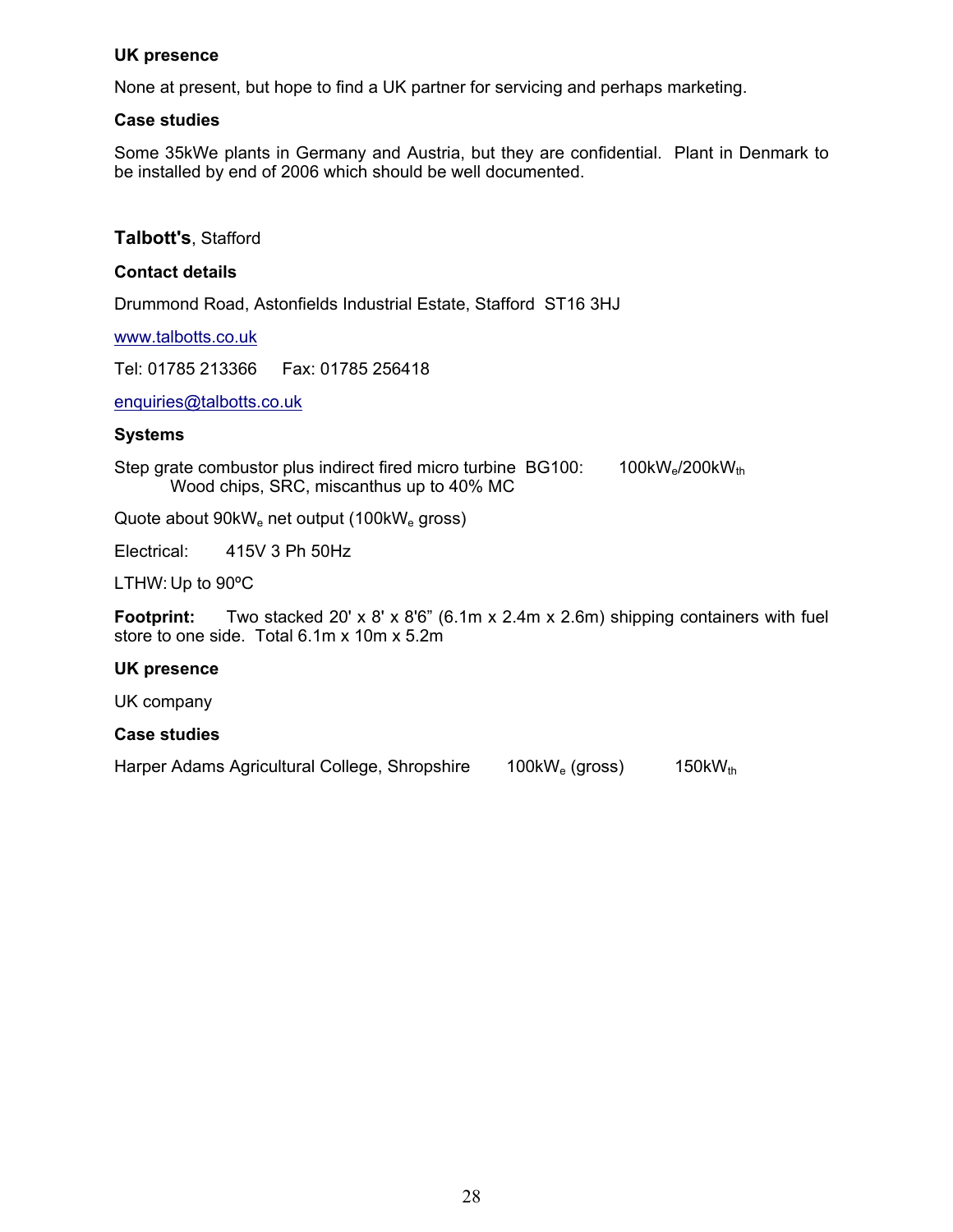### UK presence

None at present, but hope to find a UK partner for servicing and perhaps marketing.

### Case studies

Some 35kWe plants in Germany and Austria, but they are confidential. Plant in Denmark to be installed by end of 2006 which should be well documented.

## **Talbott's**, Stafford

### Contact details

Drummond Road, Astonfields Industrial Estate, Stafford ST16 3HJ

www.talbotts.co.uk

Tel: 01785 213366 Fax: 01785 256418

enquiries@talbotts.co.uk

### Systems

Step grate combustor plus indirect fired micro turbine BG100: $100kW_e/200kW_{th}$
Wood chips, SRC, miscanthus up to 40% MC

Quote about $90kW_e$ net output ($100kW_e$ gross)

Electrical: 415V 3 Ph 50Hz

LTHW: Up to 90ºC

**Footprint:** Two stacked 20' x 8' x 8'6" (6.1m x 2.4m x 2.6m) shipping containers with fuel store to one side. Total 6.1m x 10m x 5.2m

### UK presence

UK company

### Case studies

Harper Adams Agricultural College, Shropshire $100kW_e$ (gross) $150kW_{th}$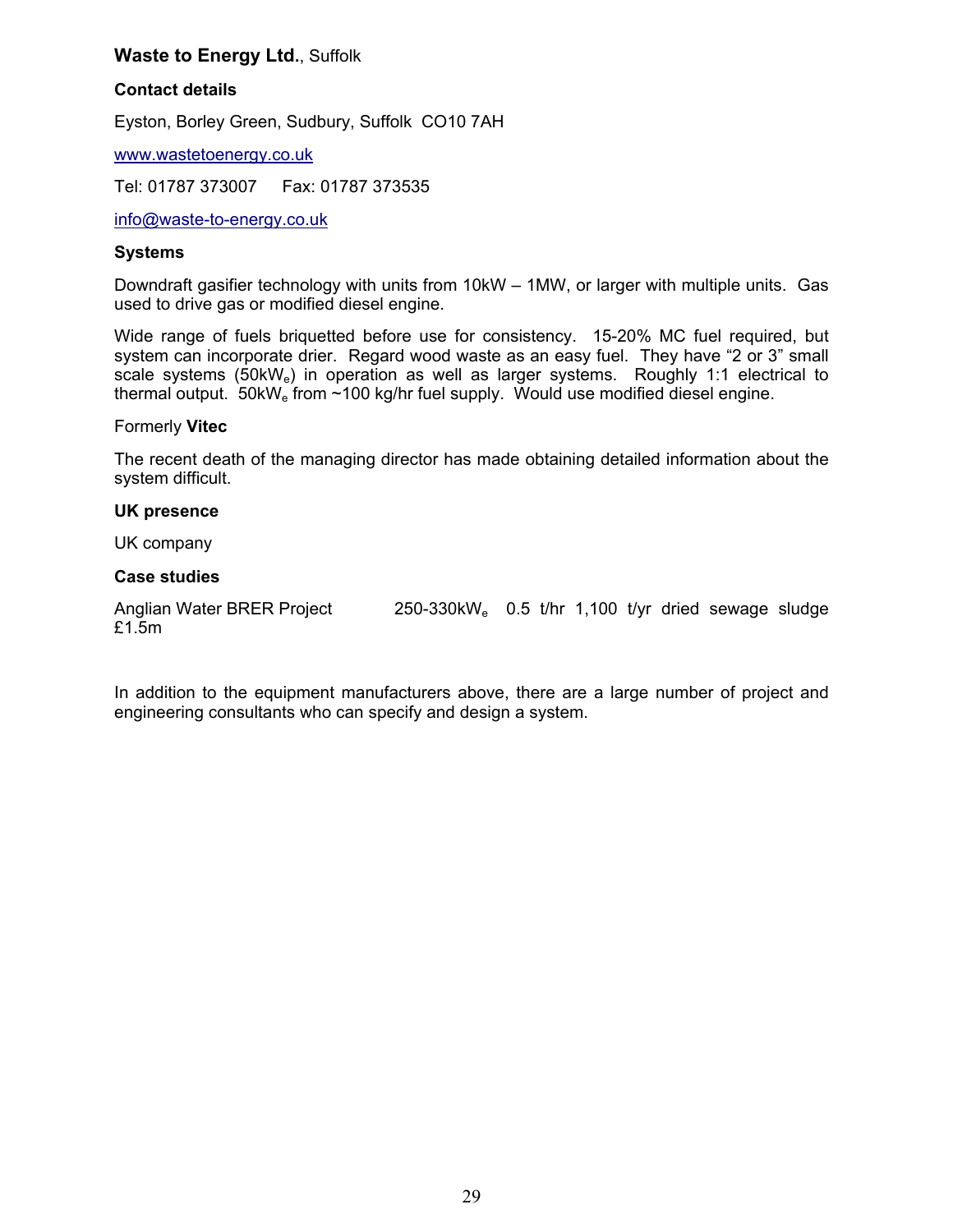**Waste to Energy Ltd.**, Suffolk

**Contact details**

Eyston, Borley Green, Sudbury, Suffolk CO10 7AH

www.wastetoenergy.co.uk

Tel: 01787 373007 Fax: 01787 373535

info@waste-to-energy.co.uk

**Systems**

Downdraft gasifier technology with units from 10kW – 1MW, or larger with multiple units. Gas used to drive gas or modified diesel engine.

Wide range of fuels briquetted before use for consistency. 15-20% MC fuel required, but system can incorporate drier. Regard wood waste as an easy fuel. They have “2 or 3” small scale systems (50kW$_e$) in operation as well as larger systems. Roughly 1:1 electrical to thermal output. 50kW$_e$ from ~100 kg/hr fuel supply. Would use modified diesel engine.

Formerly **Vitec**

The recent death of the managing director has made obtaining detailed information about the system difficult.

**UK presence**

UK company

**Case studies**

| | | |
|---|---|---|
| Anglian Water BRER Project £1.5m | 250-330kW$_e$ | 0.5 t/hr 1,100 t/yr dried sewage sludge |

In addition to the equipment manufacturers above, there are a large number of project and engineering consultants who can specify and design a system.